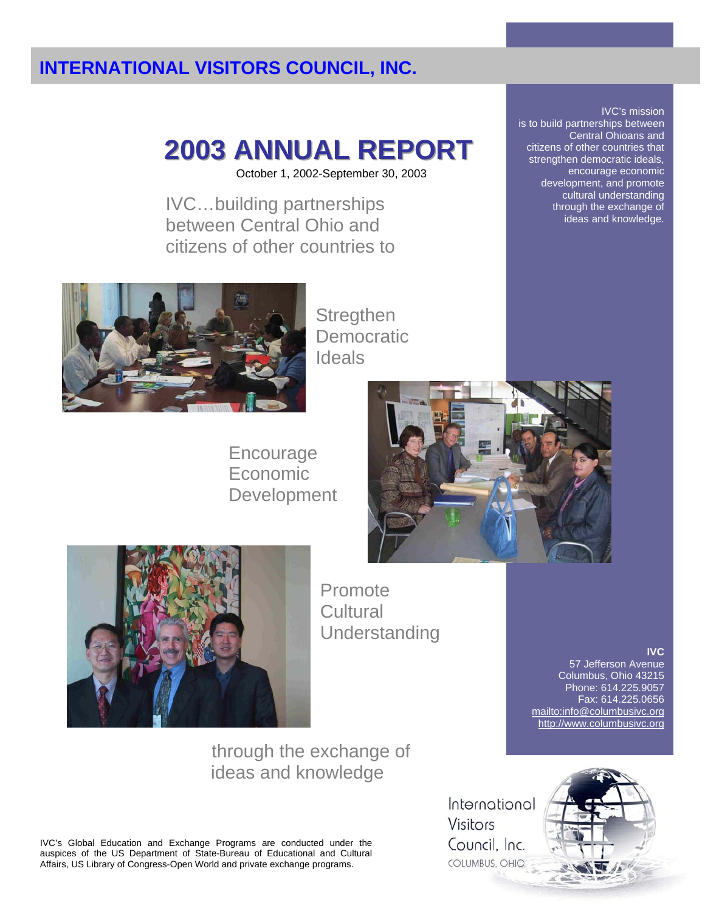# INTERNATIONAL VISITORS COUNCIL, INC.

## 2003 ANNUAL REPORT

October 1, 2002-September 30, 2003

IVC…building partnerships between Central Ohio and citizens of other countries to

Stregthen Democratic Ideals

Encourage Economic Development

Promote Cultural Understanding

through the exchange of ideas and knowledge

IVC's mission is to build partnerships between Central Ohioans and citizens of other countries that strengthen democratic ideals, encourage economic development, and promote cultural understanding through the exchange of ideas and knowledge.

**IVC**
57 Jefferson Avenue
Columbus, Ohio 43215
Phone: 614.225.9057
Fax: 614.225.0656
mailto:info@columbusivc.org
http://www.columbusivc.org

IVC's Global Education and Exchange Programs are conducted under the auspices of the US Department of State-Bureau of Educational and Cultural Affairs, US Library of Congress-Open World and private exchange programs.

International Visitors Council, Inc.
COLUMBUS, OHIO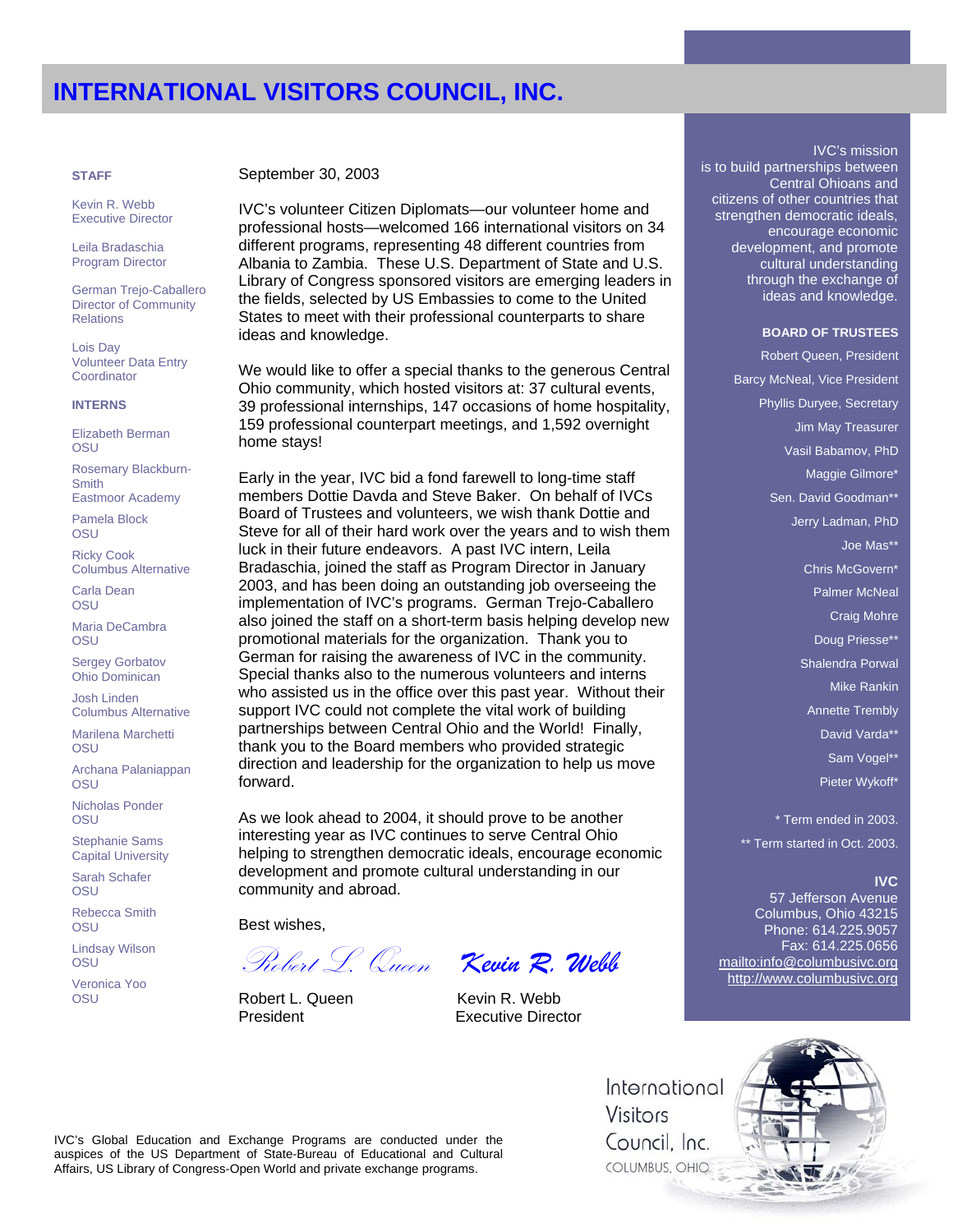# INTERNATIONAL VISITORS COUNCIL, INC.

**STAFF**

Kevin R. Webb
Executive Director

Leila Bradaschia
Program Director

German Trejo-Caballero
Director of Community Relations

Lois Day
Volunteer Data Entry Coordinator

**INTERNS**

Elizabeth Berman
OSU

Rosemary Blackburn-Smith
Eastmoor Academy

Pamela Block
OSU

Ricky Cook
Columbus Alternative

Carla Dean
OSU

Maria DeCambra
OSU

Sergey Gorbatov
Ohio Dominican

Josh Linden
Columbus Alternative

Marilena Marchetti
OSU

Archana Palaniappan
OSU

Nicholas Ponder
OSU

Stephanie Sams
Capital University

Sarah Schafer
OSU

Rebecca Smith
OSU

Lindsay Wilson
OSU

Veronica Yoo
OSU

September 30, 2003

IVC's volunteer Citizen Diplomats—our volunteer home and professional hosts—welcomed 166 international visitors on 34 different programs, representing 48 different countries from Albania to Zambia. These U.S. Department of State and U.S. Library of Congress sponsored visitors are emerging leaders in the fields, selected by US Embassies to come to the United States to meet with their professional counterparts to share ideas and knowledge.

We would like to offer a special thanks to the generous Central Ohio community, which hosted visitors at: 37 cultural events, 39 professional internships, 147 occasions of home hospitality, 159 professional counterpart meetings, and 1,592 overnight home stays!

Early in the year, IVC bid a fond farewell to long-time staff members Dottie Davda and Steve Baker. On behalf of IVCs Board of Trustees and volunteers, we wish thank Dottie and Steve for all of their hard work over the years and to wish them luck in their future endeavors. A past IVC intern, Leila Bradaschia, joined the staff as Program Director in January 2003, and has been doing an outstanding job overseeing the implementation of IVC's programs. German Trejo-Caballero also joined the staff on a short-term basis helping develop new promotional materials for the organization. Thank you to German for raising the awareness of IVC in the community. Special thanks also to the numerous volunteers and interns who assisted us in the office over this past year. Without their support IVC could not complete the vital work of building partnerships between Central Ohio and the World! Finally, thank you to the Board members who provided strategic direction and leadership for the organization to help us move forward.

As we look ahead to 2004, it should prove to be another interesting year as IVC continues to serve Central Ohio helping to strengthen democratic ideals, encourage economic development and promote cultural understanding in our community and abroad.

Best wishes,

*Robert L. Queen* *Kevin R. Webb*

Robert L. Queen
President

Kevin R. Webb
Executive Director

IVC's mission is to build partnerships between Central Ohioans and citizens of other countries that strengthen democratic ideals, encourage economic development, and promote cultural understanding through the exchange of ideas and knowledge.

**BOARD OF TRUSTEES**

Robert Queen, President
Barcy McNeal, Vice President
Phyllis Duryee, Secretary
Jim May Treasurer
Vasil Babamov, PhD
Maggie Gilmore*
Sen. David Goodman**
Jerry Ladman, PhD
Joe Mas**
Chris McGovern*
Palmer McNeal
Craig Mohre
Doug Priesse**
Shalendra Porwal
Mike Rankin
Annette Trembly
David Varda**
Sam Vogel**
Pieter Wykoff*

* Term ended in 2003.
** Term started in Oct. 2003.

**IVC**
57 Jefferson Avenue
Columbus, Ohio 43215
Phone: 614.225.9057
Fax: 614.225.0656
mailto:info@columbusivc.org
http://www.columbusivc.org

International Visitors Council, Inc.
COLUMBUS, OHIO

IVC's Global Education and Exchange Programs are conducted under the auspices of the US Department of State-Bureau of Educational and Cultural Affairs, US Library of Congress-Open World and private exchange programs.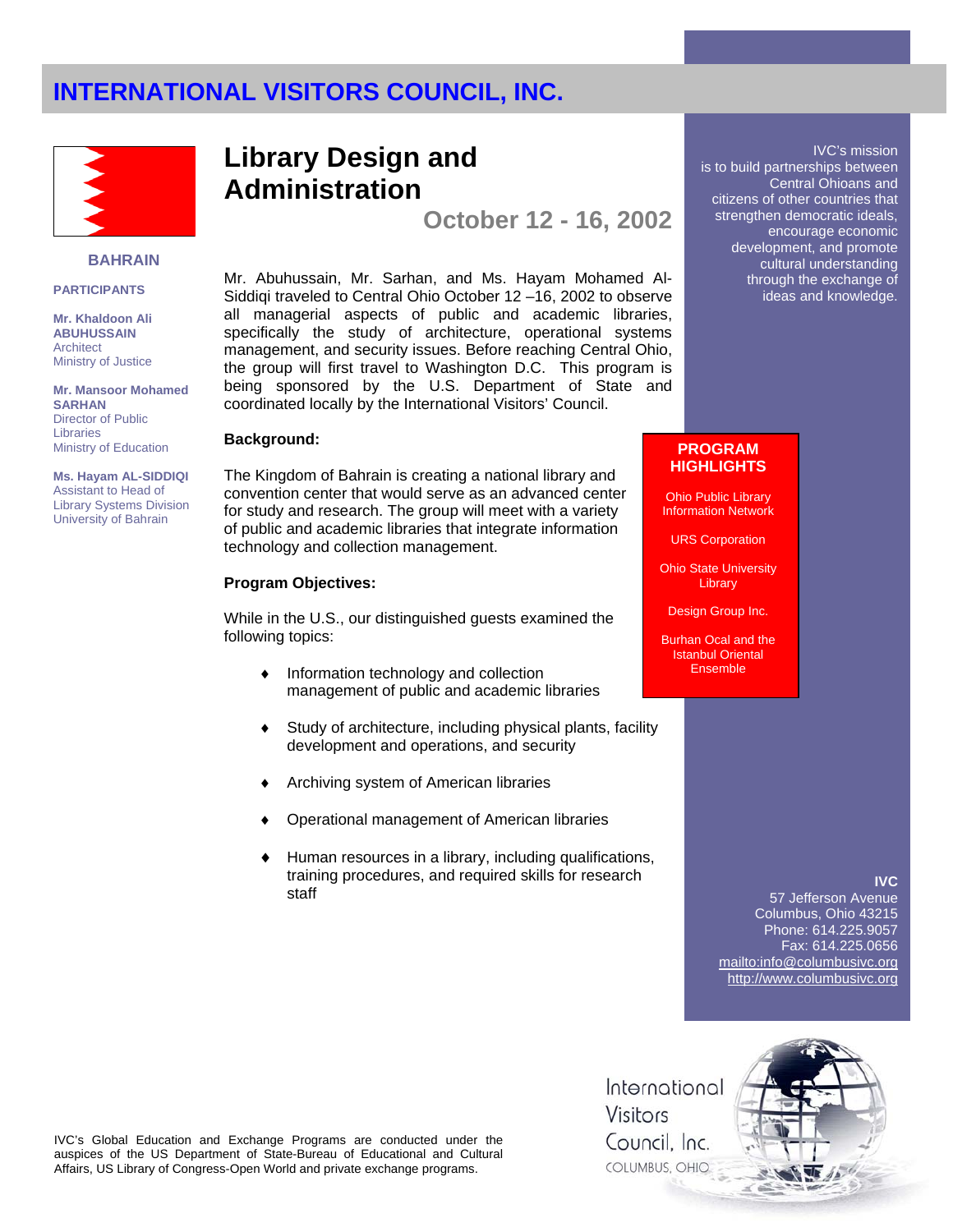# INTERNATIONAL VISITORS COUNCIL, INC.

## Library Design and Administration

**October 12 - 16, 2002**

### BAHRAIN

**PARTICIPANTS**

**Mr. Khaldoon Ali ABUHUSSAIN**
Architect
Ministry of Justice

**Mr. Mansoor Mohamed SARHAN**
Director of Public Libraries
Ministry of Education

**Ms. Hayam AL-SIDDIQI**
Assistant to Head of Library Systems Division
University of Bahrain

Mr. Abuhussain, Mr. Sarhan, and Ms. Hayam Mohamed Al-Siddiqi traveled to Central Ohio October 12 –16, 2002 to observe all managerial aspects of public and academic libraries, specifically the study of architecture, operational systems management, and security issues. Before reaching Central Ohio, the group will first travel to Washington D.C. This program is being sponsored by the U.S. Department of State and coordinated locally by the International Visitors' Council.

**Background:**

The Kingdom of Bahrain is creating a national library and convention center that would serve as an advanced center for study and research. The group will meet with a variety of public and academic libraries that integrate information technology and collection management.

**Program Objectives:**

While in the U.S., our distinguished guests examined the following topics:

- Information technology and collection management of public and academic libraries
- Study of architecture, including physical plants, facility development and operations, and security
- Archiving system of American libraries
- Operational management of American libraries
- Human resources in a library, including qualifications, training procedures, and required skills for research staff

IVC's mission is to build partnerships between Central Ohioans and citizens of other countries that strengthen democratic ideals, encourage economic development, and promote cultural understanding through the exchange of ideas and knowledge.

**PROGRAM HIGHLIGHTS**

Ohio Public Library Information Network

URS Corporation

Ohio State University Library

Design Group Inc.

Burhan Ocal and the Istanbul Oriental Ensemble

**IVC**
57 Jefferson Avenue
Columbus, Ohio 43215
Phone: 614.225.9057
Fax: 614.225.0656
mailto:info@columbusivc.org
http://www.columbusivc.org

IVC's Global Education and Exchange Programs are conducted under the auspices of the US Department of State-Bureau of Educational and Cultural Affairs, US Library of Congress-Open World and private exchange programs.

International Visitors Council, Inc.
COLUMBUS, OHIO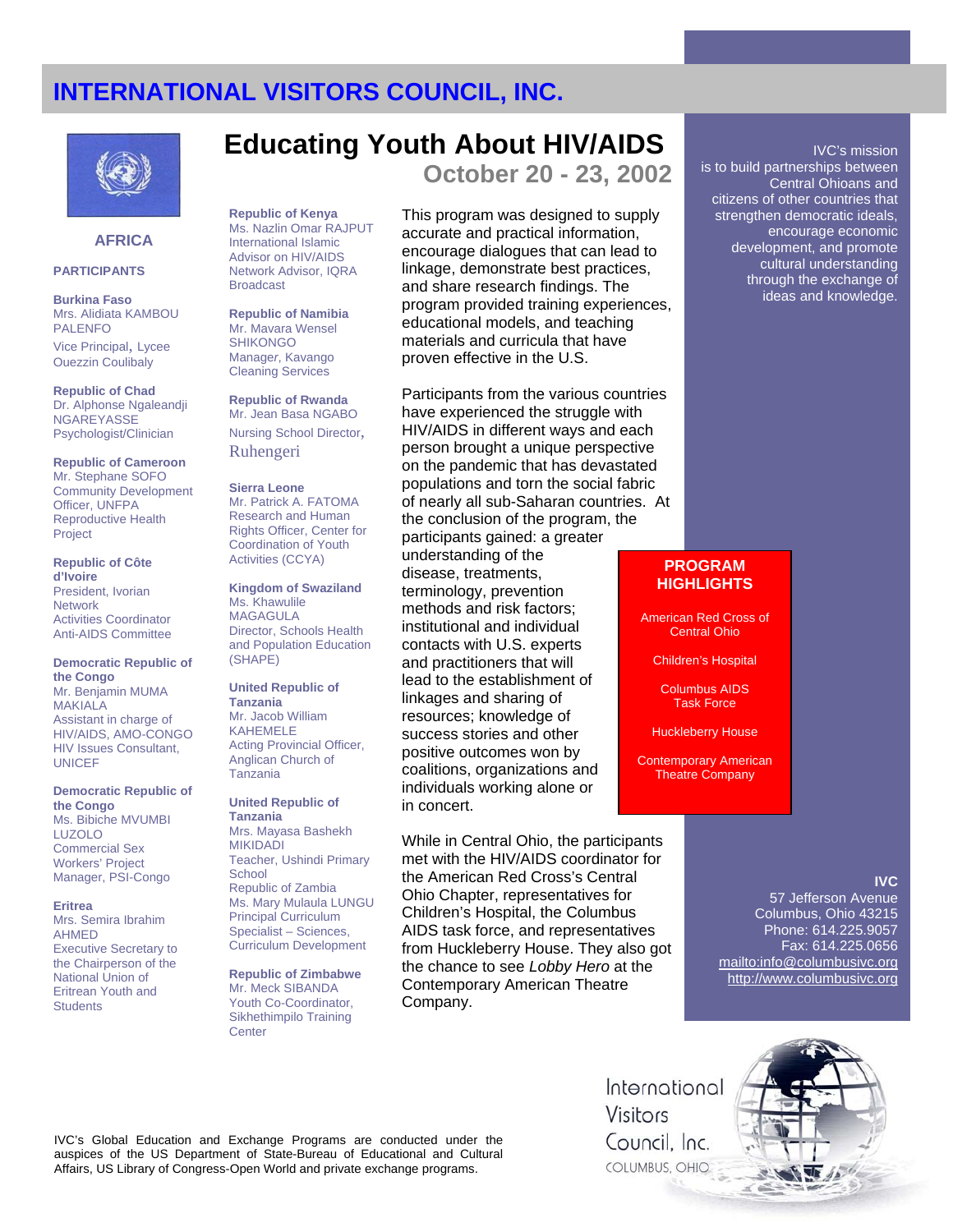# INTERNATIONAL VISITORS COUNCIL, INC.

## Educating Youth About HIV/AIDS

### October 20 - 23, 2002

IVC's mission is to build partnerships between Central Ohioans and citizens of other countries that strengthen democratic ideals, encourage economic development, and promote cultural understanding through the exchange of ideas and knowledge.

### AFRICA

**PARTICIPANTS**

**Burkina Faso**
Mrs. Alidiata KAMBOU PALENFO
Vice Principal, Lycee Ouezzin Coulibaly

**Republic of Chad**
Dr. Alphonse Ngaleandji NGAREYASSE
Psychologist/Clinician

**Republic of Cameroon**
Mr. Stephane SOFO
Community Development Officer, UNFPA Reproductive Health Project

**Republic of Côte d'Ivoire**
President, Ivorian Network Activities Coordinator Anti-AIDS Committee

**Democratic Republic of the Congo**
Mr. Benjamin MUMA MAKIALA
Assistant in charge of HIV/AIDS, AMO-CONGO HIV Issues Consultant, UNICEF

**Democratic Republic of the Congo**
Ms. Bibiche MVUMBI LUZOLO
Commercial Sex Workers' Project Manager, PSI-Congo

**Eritrea**
Mrs. Semira Ibrahim AHMED
Executive Secretary to the Chairperson of the National Union of Eritrean Youth and Students

**Republic of Kenya**
Ms. Nazlin Omar RAJPUT
International Islamic Advisor on HIV/AIDS Network Advisor, IQRA Broadcast

**Republic of Namibia**
Mr. Mavara Wensel SHIKONGO
Manager, Kavango Cleaning Services

**Republic of Rwanda**
Mr. Jean Basa NGABO
Nursing School Director, Ruhengeri

**Sierra Leone**
Mr. Patrick A. FATOMA
Research and Human Rights Officer, Center for Coordination of Youth Activities (CCYA)

**Kingdom of Swaziland**
Ms. Khawulile MAGAGULA
Director, Schools Health and Population Education (SHAPE)

**United Republic of Tanzania**
Mr. Jacob William KAHEMELE
Acting Provincial Officer, Anglican Church of Tanzania

**United Republic of Tanzania**
Mrs. Mayasa Bashekh MIKIDADI
Teacher, Ushindi Primary School

Republic of Zambia
Ms. Mary Mulaula LUNGU
Principal Curriculum Specialist – Sciences, Curriculum Development

**Republic of Zimbabwe**
Mr. Meck SIBANDA
Youth Co-Coordinator, Sikhethimpilo Training Center

This program was designed to supply accurate and practical information, encourage dialogues that can lead to linkage, demonstrate best practices, and share research findings. The program provided training experiences, educational models, and teaching materials and curricula that have proven effective in the U.S.

Participants from the various countries have experienced the struggle with HIV/AIDS in different ways and each person brought a unique perspective on the pandemic that has devastated populations and torn the social fabric of nearly all sub-Saharan countries. At the conclusion of the program, the participants gained: a greater understanding of the disease, treatments, terminology, prevention methods and risk factors; institutional and individual contacts with U.S. experts and practitioners that will lead to the establishment of linkages and sharing of resources; knowledge of success stories and other positive outcomes won by coalitions, organizations and individuals working alone or in concert.

While in Central Ohio, the participants met with the HIV/AIDS coordinator for the American Red Cross's Central Ohio Chapter, representatives for Children's Hospital, the Columbus AIDS task force, and representatives from Huckleberry House. They also got the chance to see *Lobby Hero* at the Contemporary American Theatre Company.

**PROGRAM HIGHLIGHTS**

- American Red Cross of Central Ohio
- Children's Hospital
- Columbus AIDS Task Force
- Huckleberry House
- Contemporary American Theatre Company

**IVC**
57 Jefferson Avenue
Columbus, Ohio 43215
Phone: 614.225.9057
Fax: 614.225.0656
mailto:info@columbusivc.org
http://www.columbusivc.org

IVC's Global Education and Exchange Programs are conducted under the auspices of the US Department of State-Bureau of Educational and Cultural Affairs, US Library of Congress-Open World and private exchange programs.

International Visitors Council, Inc.
COLUMBUS, OHIO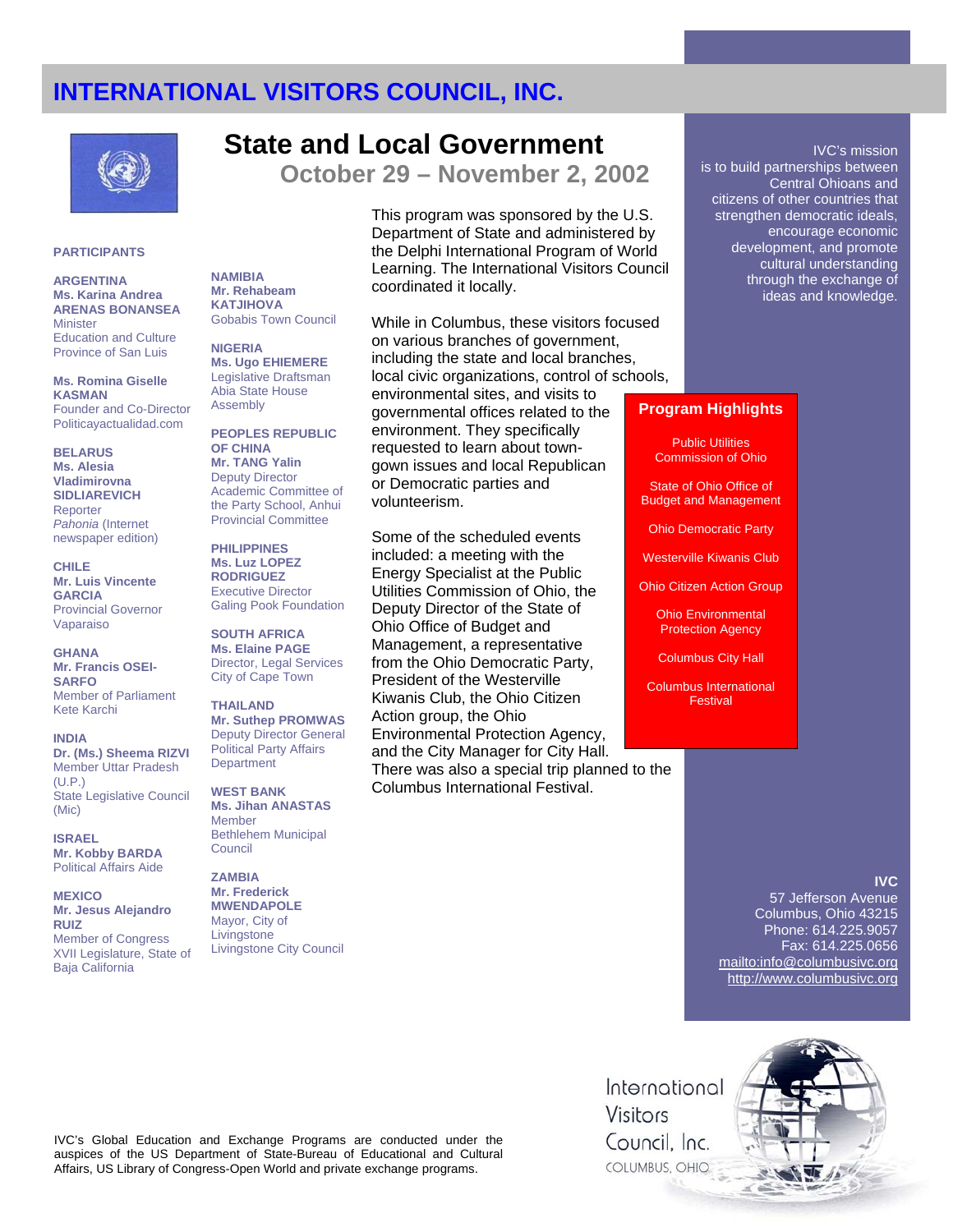# INTERNATIONAL VISITORS COUNCIL, INC.

## State and Local Government

### October 29 – November 2, 2002

**PARTICIPANTS**

**ARGENTINA**
**Ms. Karina Andrea ARENAS BONANSEA**
Minister
Education and Culture
Province of San Luis

**Ms. Romina Giselle KASMAN**
Founder and Co-Director
Politicayactualidad.com

**BELARUS**
**Ms. Alesia Vladimirovna SIDLIAREVICH**
Reporter
*Pahonia* (Internet newspaper edition)

**CHILE**
**Mr. Luis Vincente GARCIA**
Provincial Governor
Vaparaiso

**GHANA**
**Mr. Francis OSEI-SARFO**
Member of Parliament
Kete Karchi

**INDIA**
**Dr. (Ms.) Sheema RIZVI**
Member Uttar Pradesh (U.P.)
State Legislative Council (Mic)

**ISRAEL**
**Mr. Kobby BARDA**
Political Affairs Aide

**MEXICO**
**Mr. Jesus Alejandro RUIZ**
Member of Congress
XVII Legislature, State of Baja California

**NAMIBIA**
**Mr. Rehabeam KATJIHOVA**
Gobabis Town Council

**NIGERIA**
**Ms. Ugo EHIEMERE**
Legislative Draftsman
Abia State House Assembly

**PEOPLES REPUBLIC OF CHINA**
**Mr. TANG Yalin**
Deputy Director
Academic Committee of the Party School, Anhui Provincial Committee

**PHILIPPINES**
**Ms. Luz LOPEZ RODRIGUEZ**
Executive Director
Galing Pook Foundation

**SOUTH AFRICA**
**Ms. Elaine PAGE**
Director, Legal Services
City of Cape Town

**THAILAND**
**Mr. Suthep PROMWAS**
Deputy Director General
Political Party Affairs Department

**WEST BANK**
**Ms. Jihan ANASTAS**
Member
Bethlehem Municipal Council

**ZAMBIA**
**Mr. Frederick MWENDAPOLE**
Mayor, City of Livingstone
Livingstone City Council

This program was sponsored by the U.S. Department of State and administered by the Delphi International Program of World Learning. The International Visitors Council coordinated it locally.

While in Columbus, these visitors focused on various branches of government, including the state and local branches, local civic organizations, control of schools, environmental sites, and visits to governmental offices related to the environment. They specifically requested to learn about town-gown issues and local Republican or Democratic parties and volunteerism.

Some of the scheduled events included: a meeting with the Energy Specialist at the Public Utilities Commission of Ohio, the Deputy Director of the State of Ohio Office of Budget and Management, a representative from the Ohio Democratic Party, President of the Westerville Kiwanis Club, the Ohio Citizen Action group, the Ohio Environmental Protection Agency, and the City Manager for City Hall. There was also a special trip planned to the Columbus International Festival.

**Program Highlights**

- Public Utilities Commission of Ohio
- State of Ohio Office of Budget and Management
- Ohio Democratic Party
- Westerville Kiwanis Club
- Ohio Citizen Action Group
- Ohio Environmental Protection Agency
- Columbus City Hall
- Columbus International Festival

IVC's mission is to build partnerships between Central Ohioans and citizens of other countries that strengthen democratic ideals, encourage economic development, and promote cultural understanding through the exchange of ideas and knowledge.

**IVC**
57 Jefferson Avenue
Columbus, Ohio 43215
Phone: 614.225.9057
Fax: 614.225.0656
mailto:info@columbusivc.org
http://www.columbusivc.org

IVC's Global Education and Exchange Programs are conducted under the auspices of the US Department of State-Bureau of Educational and Cultural Affairs, US Library of Congress-Open World and private exchange programs.

International Visitors Council, Inc.
COLUMBUS, OHIO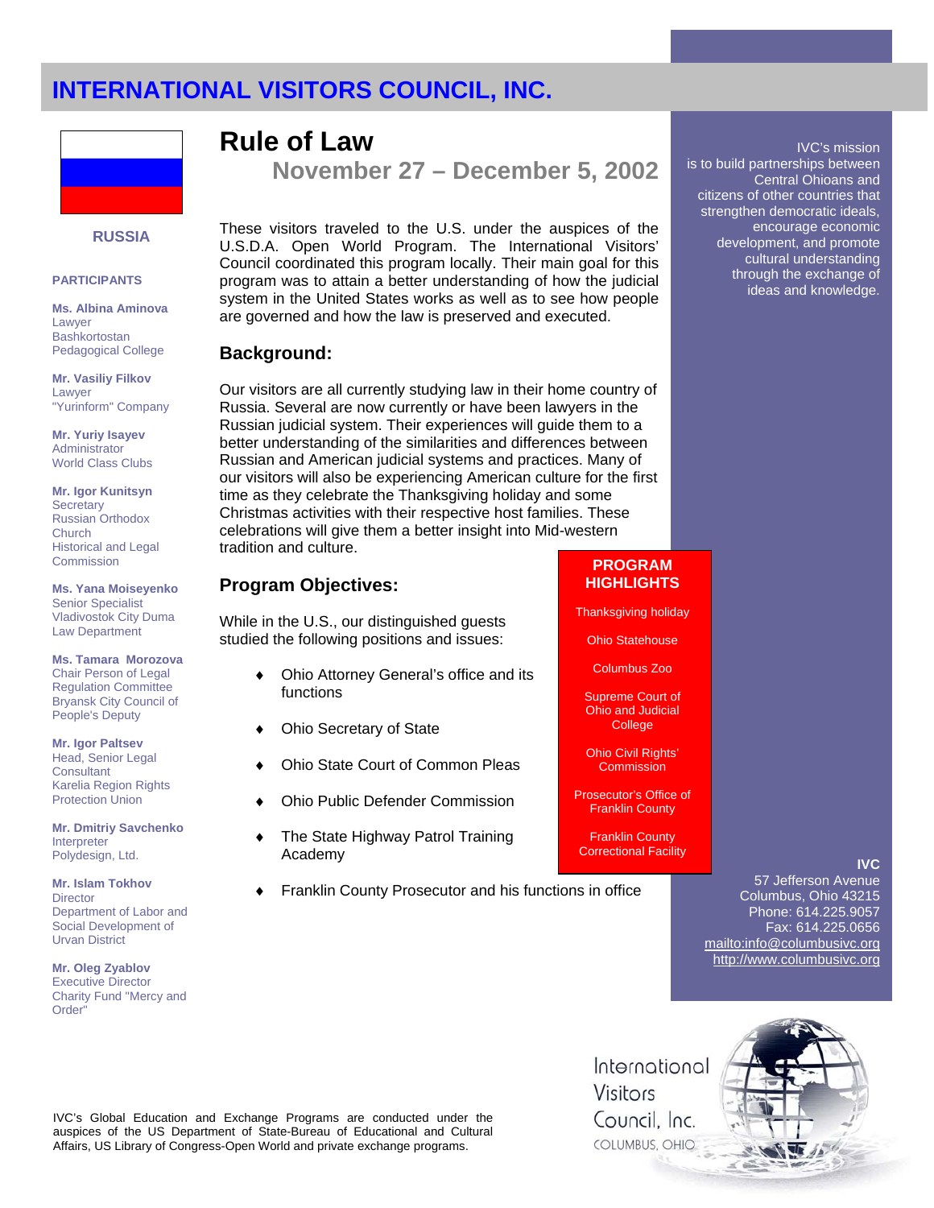# INTERNATIONAL VISITORS COUNCIL, INC.

**RUSSIA**

**PARTICIPANTS**

**Ms. Albina Aminova**
Lawyer
Bashkortostan Pedagogical College

**Mr. Vasiliy Filkov**
Lawyer
"Yurinform" Company

**Mr. Yuriy Isayev**
Administrator
World Class Clubs

**Mr. Igor Kunitsyn**
Secretary
Russian Orthodox Church
Historical and Legal Commission

**Ms. Yana Moiseyenko**
Senior Specialist
Vladivostok City Duma
Law Department

**Ms. Tamara Morozova**
Chair Person of Legal Regulation Committee
Bryansk City Council of People's Deputy

**Mr. Igor Paltsev**
Head, Senior Legal Consultant
Karelia Region Rights Protection Union

**Mr. Dmitriy Savchenko**
Interpreter
Polydesign, Ltd.

**Mr. Islam Tokhov**
Director
Department of Labor and Social Development of Urvan District

**Mr. Oleg Zyablov**
Executive Director
Charity Fund "Mercy and Order"

## Rule of Law

### November 27 – December 5, 2002

These visitors traveled to the U.S. under the auspices of the U.S.D.A. Open World Program. The International Visitors' Council coordinated this program locally. Their main goal for this program was to attain a better understanding of how the judicial system in the United States works as well as to see how people are governed and how the law is preserved and executed.

### Background:

Our visitors are all currently studying law in their home country of Russia. Several are now currently or have been lawyers in the Russian judicial system. Their experiences will guide them to a better understanding of the similarities and differences between Russian and American judicial systems and practices. Many of our visitors will also be experiencing American culture for the first time as they celebrate the Thanksgiving holiday and some Christmas activities with their respective host families. These celebrations will give them a better insight into Mid-western tradition and culture.

### Program Objectives:

While in the U.S., our distinguished guests studied the following positions and issues:

- Ohio Attorney General's office and its functions
- Ohio Secretary of State
- Ohio State Court of Common Pleas
- Ohio Public Defender Commission
- The State Highway Patrol Training Academy
- Franklin County Prosecutor and his functions in office

**PROGRAM HIGHLIGHTS**

Thanksgiving holiday

Ohio Statehouse

Columbus Zoo

Supreme Court of Ohio and Judicial College

Ohio Civil Rights' Commission

Prosecutor's Office of Franklin County

Franklin County Correctional Facility

IVC's mission is to build partnerships between Central Ohioans and citizens of other countries that strengthen democratic ideals, encourage economic development, and promote cultural understanding through the exchange of ideas and knowledge.

**IVC**
57 Jefferson Avenue
Columbus, Ohio 43215
Phone: 614.225.9057
Fax: 614.225.0656
mailto:info@columbusivc.org
http://www.columbusivc.org

IVC's Global Education and Exchange Programs are conducted under the auspices of the US Department of State-Bureau of Educational and Cultural Affairs, US Library of Congress-Open World and private exchange programs.

International Visitors Council, Inc.
COLUMBUS, OHIO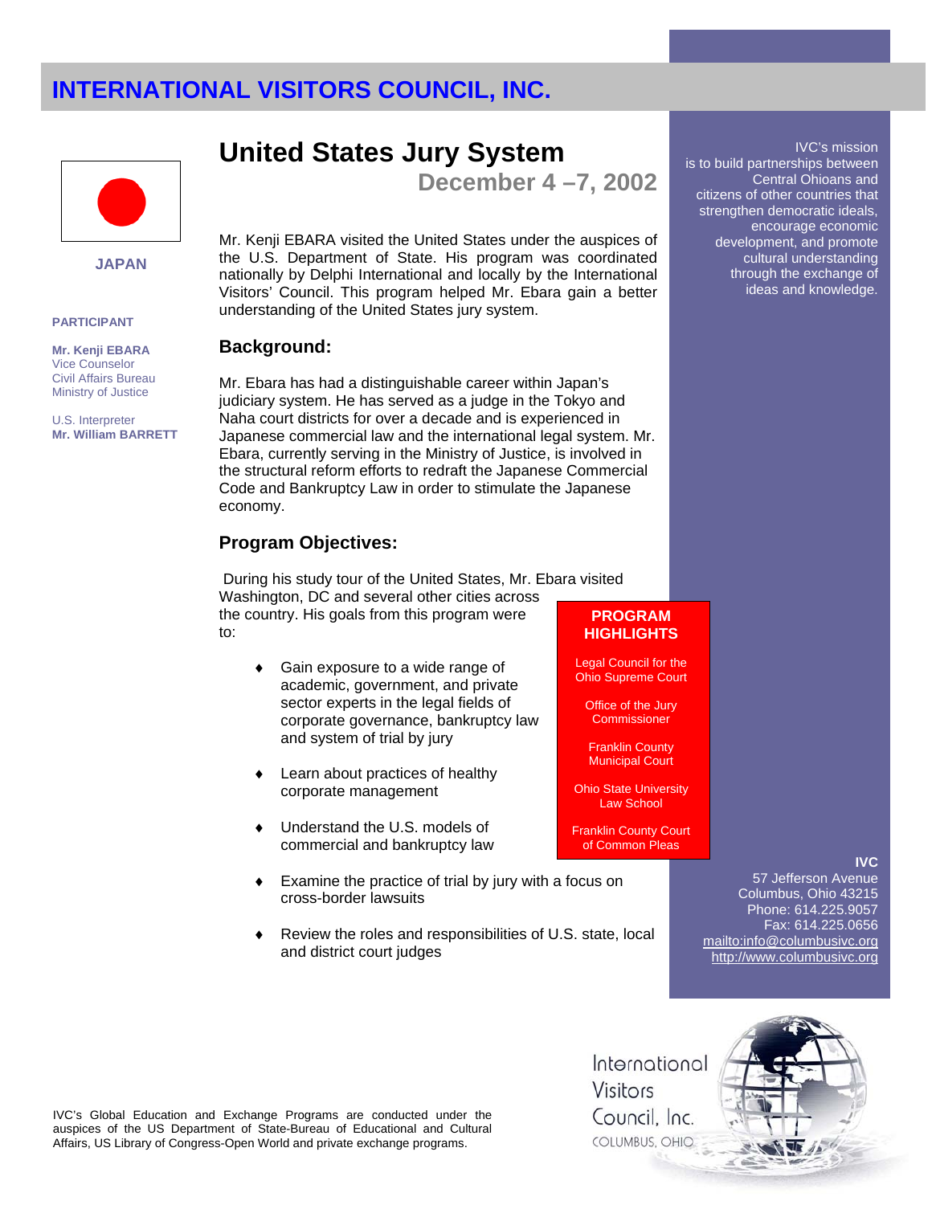# INTERNATIONAL VISITORS COUNCIL, INC.

JAPAN

**PARTICIPANT**

**Mr. Kenji EBARA**
Vice Counselor
Civil Affairs Bureau
Ministry of Justice

U.S. Interpreter
**Mr. William BARRETT**

## United States Jury System

### December 4 –7, 2002

Mr. Kenji EBARA visited the United States under the auspices of the U.S. Department of State. His program was coordinated nationally by Delphi International and locally by the International Visitors' Council. This program helped Mr. Ebara gain a better understanding of the United States jury system.

### Background:

Mr. Ebara has had a distinguishable career within Japan's judiciary system. He has served as a judge in the Tokyo and Naha court districts for over a decade and is experienced in Japanese commercial law and the international legal system. Mr. Ebara, currently serving in the Ministry of Justice, is involved in the structural reform efforts to redraft the Japanese Commercial Code and Bankruptcy Law in order to stimulate the Japanese economy.

### Program Objectives:

During his study tour of the United States, Mr. Ebara visited Washington, DC and several other cities across the country. His goals from this program were to:

- Gain exposure to a wide range of academic, government, and private sector experts in the legal fields of corporate governance, bankruptcy law and system of trial by jury
- Learn about practices of healthy corporate management
- Understand the U.S. models of commercial and bankruptcy law
- Examine the practice of trial by jury with a focus on cross-border lawsuits
- Review the roles and responsibilities of U.S. state, local and district court judges

**PROGRAM HIGHLIGHTS**

Legal Council for the Ohio Supreme Court

Office of the Jury Commissioner

Franklin County Municipal Court

Ohio State University Law School

Franklin County Court of Common Pleas

IVC's mission is to build partnerships between Central Ohioans and citizens of other countries that strengthen democratic ideals, encourage economic development, and promote cultural understanding through the exchange of ideas and knowledge.

**IVC**
57 Jefferson Avenue
Columbus, Ohio 43215
Phone: 614.225.9057
Fax: 614.225.0656
mailto:info@columbusivc.org
http://www.columbusivc.org

International Visitors Council, Inc.
COLUMBUS, OHIO

IVC's Global Education and Exchange Programs are conducted under the auspices of the US Department of State-Bureau of Educational and Cultural Affairs, US Library of Congress-Open World and private exchange programs.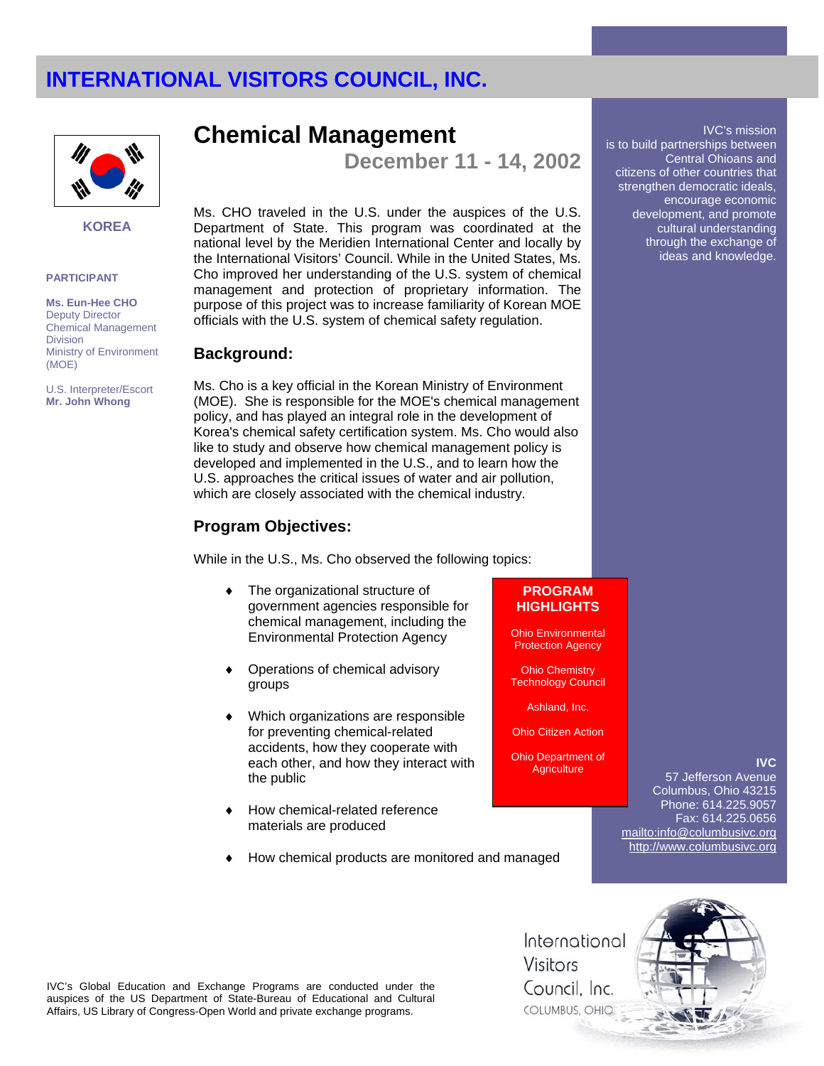# INTERNATIONAL VISITORS COUNCIL, INC.

KOREA

**PARTICIPANT**

**Ms. Eun-Hee CHO**
Deputy Director
Chemical Management Division
Ministry of Environment (MOE)

U.S. Interpreter/Escort
**Mr. John Whong**

## Chemical Management

### December 11 - 14, 2002

Ms. CHO traveled in the U.S. under the auspices of the U.S. Department of State. This program was coordinated at the national level by the Meridien International Center and locally by the International Visitors' Council. While in the United States, Ms. Cho improved her understanding of the U.S. system of chemical management and protection of proprietary information. The purpose of this project was to increase familiarity of Korean MOE officials with the U.S. system of chemical safety regulation.

### Background:

Ms. Cho is a key official in the Korean Ministry of Environment (MOE). She is responsible for the MOE's chemical management policy, and has played an integral role in the development of Korea's chemical safety certification system. Ms. Cho would also like to study and observe how chemical management policy is developed and implemented in the U.S., and to learn how the U.S. approaches the critical issues of water and air pollution, which are closely associated with the chemical industry.

### Program Objectives:

While in the U.S., Ms. Cho observed the following topics:

- The organizational structure of government agencies responsible for chemical management, including the Environmental Protection Agency
- Operations of chemical advisory groups
- Which organizations are responsible for preventing chemical-related accidents, how they cooperate with each other, and how they interact with the public
- How chemical-related reference materials are produced
- How chemical products are monitored and managed

**PROGRAM HIGHLIGHTS**

Ohio Environmental Protection Agency

Ohio Chemistry Technology Council

Ashland, Inc.

Ohio Citizen Action

Ohio Department of Agriculture

IVC's mission is to build partnerships between Central Ohioans and citizens of other countries that strengthen democratic ideals, encourage economic development, and promote cultural understanding through the exchange of ideas and knowledge.

**IVC**
57 Jefferson Avenue
Columbus, Ohio 43215
Phone: 614.225.9057
Fax: 614.225.0656
mailto:info@columbusivc.org
http://www.columbusivc.org

IVC's Global Education and Exchange Programs are conducted under the auspices of the US Department of State-Bureau of Educational and Cultural Affairs, US Library of Congress-Open World and private exchange programs.

International Visitors Council, Inc.
COLUMBUS, OHIO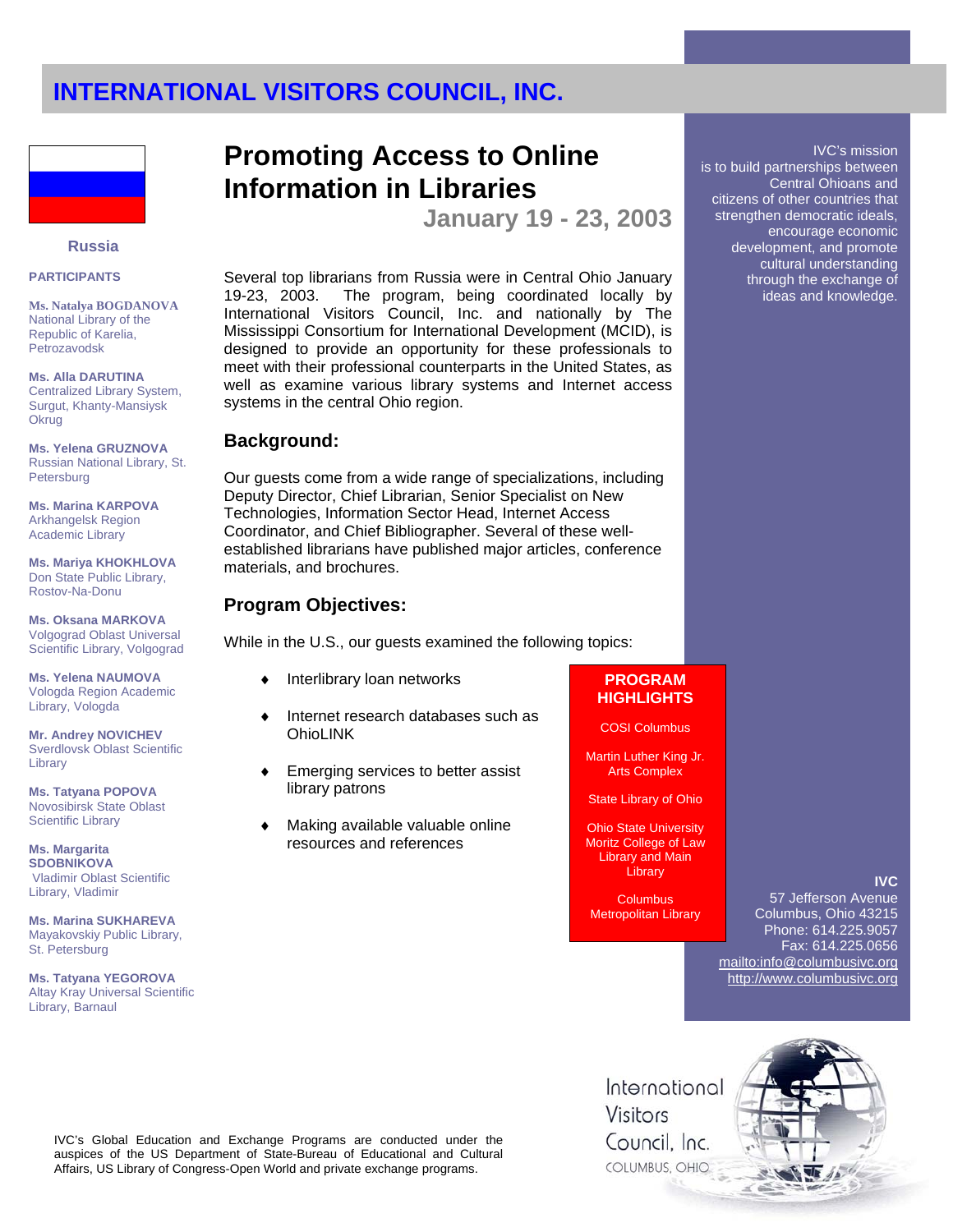# INTERNATIONAL VISITORS COUNCIL, INC.

## Promoting Access to Online Information in Libraries

### January 19 - 23, 2003

**Russia**

**PARTICIPANTS**

**Ms. Natalya BOGDANOVA**
National Library of the Republic of Karelia, Petrozavodsk

**Ms. Alla DARUTINA**
Centralized Library System, Surgut, Khanty-Mansiysk Okrug

**Ms. Yelena GRUZNOVA**
Russian National Library, St. Petersburg

**Ms. Marina KARPOVA**
Arkhangelsk Region Academic Library

**Ms. Mariya KHOKHLOVA**
Don State Public Library, Rostov-Na-Donu

**Ms. Oksana MARKOVA**
Volgograd Oblast Universal Scientific Library, Volgograd

**Ms. Yelena NAUMOVA**
Vologda Region Academic Library, Vologda

**Mr. Andrey NOVICHEV**
Sverdlovsk Oblast Scientific Library

**Ms. Tatyana POPOVA**
Novosibirsk State Oblast Scientific Library

**Ms. Margarita SDOBNIKOVA**
Vladimir Oblast Scientific Library, Vladimir

**Ms. Marina SUKHAREVA**
Mayakovskiy Public Library, St. Petersburg

**Ms. Tatyana YEGOROVA**
Altay Kray Universal Scientific Library, Barnaul

Several top librarians from Russia were in Central Ohio January 19-23, 2003. The program, being coordinated locally by International Visitors Council, Inc. and nationally by The Mississippi Consortium for International Development (MCID), is designed to provide an opportunity for these professionals to meet with their professional counterparts in the United States, as well as examine various library systems and Internet access systems in the central Ohio region.

### Background:

Our guests come from a wide range of specializations, including Deputy Director, Chief Librarian, Senior Specialist on New Technologies, Information Sector Head, Internet Access Coordinator, and Chief Bibliographer. Several of these well-established librarians have published major articles, conference materials, and brochures.

### Program Objectives:

While in the U.S., our guests examined the following topics:

- Interlibrary loan networks
- Internet research databases such as OhioLINK
- Emerging services to better assist library patrons
- Making available valuable online resources and references

**PROGRAM HIGHLIGHTS**

COSI Columbus

Martin Luther King Jr. Arts Complex

State Library of Ohio

Ohio State University Moritz College of Law Library and Main Library

Columbus Metropolitan Library

IVC's mission is to build partnerships between Central Ohioans and citizens of other countries that strengthen democratic ideals, encourage economic development, and promote cultural understanding through the exchange of ideas and knowledge.

**IVC**
57 Jefferson Avenue
Columbus, Ohio 43215
Phone: 614.225.9057
Fax: 614.225.0656
mailto:info@columbusivc.org
http://www.columbusivc.org

IVC's Global Education and Exchange Programs are conducted under the auspices of the US Department of State-Bureau of Educational and Cultural Affairs, US Library of Congress-Open World and private exchange programs.

International Visitors Council, Inc.
COLUMBUS, OHIO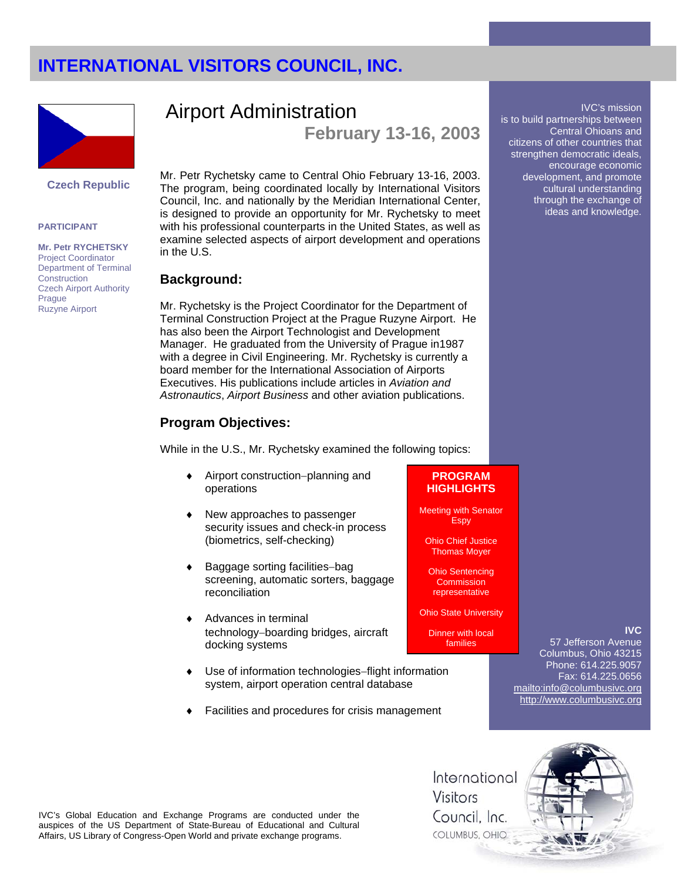# INTERNATIONAL VISITORS COUNCIL, INC.

Czech Republic

**PARTICIPANT**

**Mr. Petr RYCHETSKY**
Project Coordinator
Department of Terminal Construction
Czech Airport Authority
Prague
Ruzyne Airport

## Airport Administration

### February 13-16, 2003

Mr. Petr Rychetsky came to Central Ohio February 13-16, 2003. The program, being coordinated locally by International Visitors Council, Inc. and nationally by the Meridian International Center, is designed to provide an opportunity for Mr. Rychetsky to meet with his professional counterparts in the United States, as well as examine selected aspects of airport development and operations in the U.S.

### Background:

Mr. Rychetsky is the Project Coordinator for the Department of Terminal Construction Project at the Prague Ruzyne Airport. He has also been the Airport Technologist and Development Manager. He graduated from the University of Prague in1987 with a degree in Civil Engineering. Mr. Rychetsky is currently a board member for the International Association of Airports Executives. His publications include articles in *Aviation and Astronautics*, *Airport Business* and other aviation publications.

### Program Objectives:

While in the U.S., Mr. Rychetsky examined the following topics:

- Airport construction–planning and operations
- New approaches to passenger security issues and check-in process (biometrics, self-checking)
- Baggage sorting facilities–bag screening, automatic sorters, baggage reconciliation
- Advances in terminal technology–boarding bridges, aircraft docking systems
- Use of information technologies–flight information system, airport operation central database
- Facilities and procedures for crisis management

**PROGRAM HIGHLIGHTS**

Meeting with Senator Espy

Ohio Chief Justice Thomas Moyer

Ohio Sentencing Commission representative

Ohio State University

Dinner with local families

IVC's mission is to build partnerships between Central Ohioans and citizens of other countries that strengthen democratic ideals, encourage economic development, and promote cultural understanding through the exchange of ideas and knowledge.

**IVC**
57 Jefferson Avenue
Columbus, Ohio 43215
Phone: 614.225.9057
Fax: 614.225.0656
mailto:info@columbusivc.org
http://www.columbusivc.org

IVC's Global Education and Exchange Programs are conducted under the auspices of the US Department of State-Bureau of Educational and Cultural Affairs, US Library of Congress-Open World and private exchange programs.

International Visitors Council, Inc.
COLUMBUS, OHIO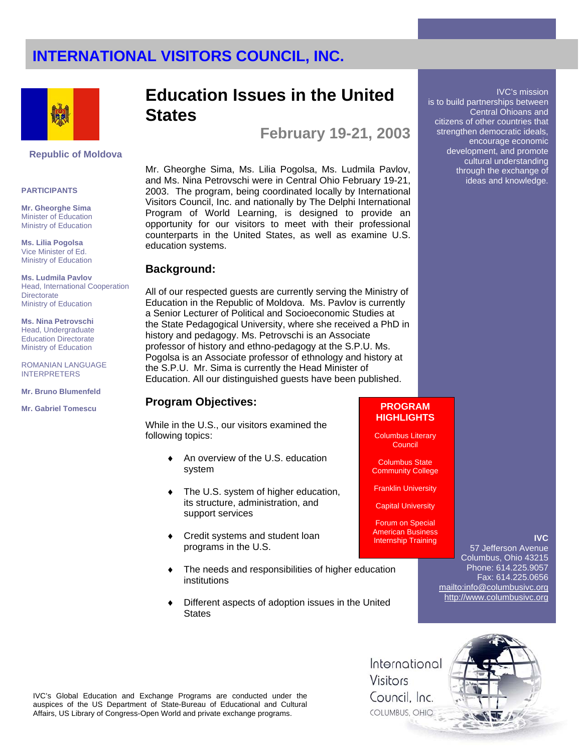# INTERNATIONAL VISITORS COUNCIL, INC.

Republic of Moldova

**PARTICIPANTS**

**Mr. Gheorghe Sima**
Minister of Education
Ministry of Education

**Ms. Lilia Pogolsa**
Vice Minister of Ed.
Ministry of Education

**Ms. Ludmila Pavlov**
Head, International Cooperation Directorate
Ministry of Education

**Ms. Nina Petrovschi**
Head, Undergraduate Education Directorate
Ministry of Education

ROMANIAN LANGUAGE INTERPRETERS

**Mr. Bruno Blumenfeld**

**Mr. Gabriel Tomescu**

## Education Issues in the United States

### February 19-21, 2003

Mr. Gheorghe Sima, Ms. Lilia Pogolsa, Ms. Ludmila Pavlov, and Ms. Nina Petrovschi were in Central Ohio February 19-21, 2003. The program, being coordinated locally by International Visitors Council, Inc. and nationally by The Delphi International Program of World Learning, is designed to provide an opportunity for our visitors to meet with their professional counterparts in the United States, as well as examine U.S. education systems.

### Background:

All of our respected guests are currently serving the Ministry of Education in the Republic of Moldova. Ms. Pavlov is currently a Senior Lecturer of Political and Socioeconomic Studies at the State Pedagogical University, where she received a PhD in history and pedagogy. Ms. Petrovschi is an Associate professor of history and ethno-pedagogy at the S.P.U. Ms. Pogolsa is an Associate professor of ethnology and history at the S.P.U. Mr. Sima is currently the Head Minister of Education. All our distinguished guests have been published.

### Program Objectives:

While in the U.S., our visitors examined the following topics:

- An overview of the U.S. education system
- The U.S. system of higher education, its structure, administration, and support services
- Credit systems and student loan programs in the U.S.
- The needs and responsibilities of higher education institutions
- Different aspects of adoption issues in the United States

**PROGRAM HIGHLIGHTS**

Columbus Literary Council

Columbus State Community College

Franklin University

Capital University

Forum on Special American Business Internship Training

IVC's mission is to build partnerships between Central Ohioans and citizens of other countries that strengthen democratic ideals, encourage economic development, and promote cultural understanding through the exchange of ideas and knowledge.

**IVC**
57 Jefferson Avenue
Columbus, Ohio 43215
Phone: 614.225.9057
Fax: 614.225.0656
mailto:info@columbusivc.org
http://www.columbusivc.org

IVC's Global Education and Exchange Programs are conducted under the auspices of the US Department of State-Bureau of Educational and Cultural Affairs, US Library of Congress-Open World and private exchange programs.

International Visitors Council, Inc.
COLUMBUS, OHIO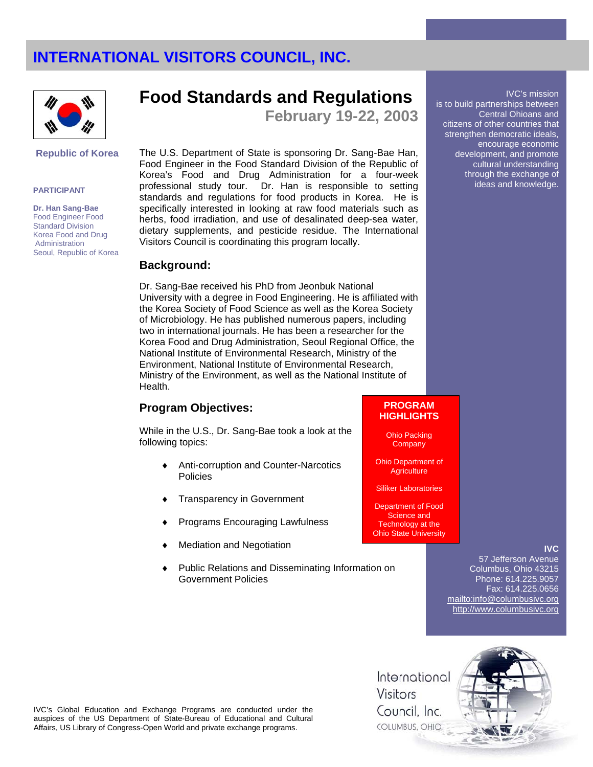# INTERNATIONAL VISITORS COUNCIL, INC.

Republic of Korea

**PARTICIPANT**

**Dr. Han Sang-Bae**
Food Engineer Food Standard Division
Korea Food and Drug Administration
Seoul, Republic of Korea

## Food Standards and Regulations

### February 19-22, 2003

The U.S. Department of State is sponsoring Dr. Sang-Bae Han, Food Engineer in the Food Standard Division of the Republic of Korea's Food and Drug Administration for a four-week professional study tour. Dr. Han is responsible to setting standards and regulations for food products in Korea. He is specifically interested in looking at raw food materials such as herbs, food irradiation, and use of desalinated deep-sea water, dietary supplements, and pesticide residue. The International Visitors Council is coordinating this program locally.

### Background:

Dr. Sang-Bae received his PhD from Jeonbuk National University with a degree in Food Engineering. He is affiliated with the Korea Society of Food Science as well as the Korea Society of Microbiology. He has published numerous papers, including two in international journals. He has been a researcher for the Korea Food and Drug Administration, Seoul Regional Office, the National Institute of Environmental Research, Ministry of the Environment, National Institute of Environmental Research, Ministry of the Environment, as well as the National Institute of Health.

### Program Objectives:

While in the U.S., Dr. Sang-Bae took a look at the following topics:

- Anti-corruption and Counter-Narcotics Policies
- Transparency in Government
- Programs Encouraging Lawfulness
- Mediation and Negotiation
- Public Relations and Disseminating Information on Government Policies

**PROGRAM HIGHLIGHTS**

Ohio Packing Company

Ohio Department of Agriculture

Siliker Laboratories

Department of Food Science and Technology at the Ohio State University

IVC's mission is to build partnerships between Central Ohioans and citizens of other countries that strengthen democratic ideals, encourage economic development, and promote cultural understanding through the exchange of ideas and knowledge.

**IVC**
57 Jefferson Avenue
Columbus, Ohio 43215
Phone: 614.225.9057
Fax: 614.225.0656
mailto:info@columbusivc.org
http://www.columbusivc.org

International Visitors Council, Inc.
COLUMBUS, OHIO

IVC's Global Education and Exchange Programs are conducted under the auspices of the US Department of State-Bureau of Educational and Cultural Affairs, US Library of Congress-Open World and private exchange programs.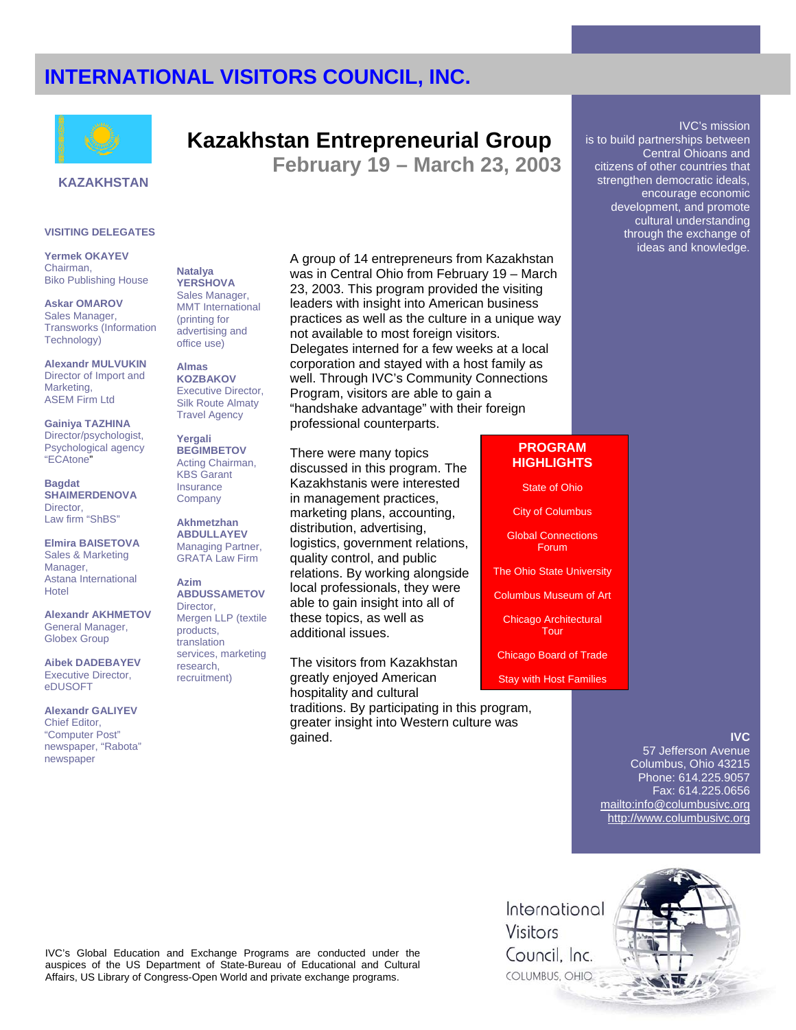# INTERNATIONAL VISITORS COUNCIL, INC.

KAZAKHSTAN

## Kazakhstan Entrepreneurial Group

### February 19 – March 23, 2003

IVC's mission is to build partnerships between Central Ohioans and citizens of other countries that strengthen democratic ideals, encourage economic development, and promote cultural understanding through the exchange of ideas and knowledge.

### VISITING DELEGATES

**Yermek OKAYEV**
Chairman,
Biko Publishing House

**Askar OMAROV**
Sales Manager,
Transworks (Information Technology)

**Alexandr MULVUKIN**
Director of Import and Marketing,
ASEM Firm Ltd

**Gainiya TAZHINA**
Director/psychologist,
Psychological agency "ECAtone"

**Bagdat SHAIMERDENOVA**
Director,
Law firm "ShBS"

**Elmira BAISETOVA**
Sales & Marketing Manager,
Astana International Hotel

**Alexandr AKHMETOV**
General Manager,
Globex Group

**Aibek DADEBAYEV**
Executive Director,
eDUSOFT

**Alexandr GALIYEV**
Chief Editor,
"Computer Post" newspaper, "Rabota" newspaper

**Natalya YERSHOVA**
Sales Manager,
MMT International (printing for advertising and office use)

**Almas KOZBAKOV**
Executive Director,
Silk Route Almaty Travel Agency

**Yergali BEGIMBETOV**
Acting Chairman,
KBS Garant Insurance Company

**Akhmetzhan ABDULLAYEV**
Managing Partner,
GRATA Law Firm

**Azim ABDUSSAMETOV**
Director,
Mergen LLP (textile products, translation services, marketing research, recruitment)

A group of 14 entrepreneurs from Kazakhstan was in Central Ohio from February 19 – March 23, 2003. This program provided the visiting leaders with insight into American business practices as well as the culture in a unique way not available to most foreign visitors. Delegates interned for a few weeks at a local corporation and stayed with a host family as well. Through IVC's Community Connections Program, visitors are able to gain a "handshake advantage" with their foreign professional counterparts.

There were many topics discussed in this program. The Kazakhstanis were interested in management practices, marketing plans, accounting, distribution, advertising, logistics, government relations, quality control, and public relations. By working alongside local professionals, they were able to gain insight into all of these topics, as well as additional issues.

The visitors from Kazakhstan greatly enjoyed American hospitality and cultural traditions. By participating in this program, greater insight into Western culture was gained.

### PROGRAM HIGHLIGHTS

- State of Ohio
- City of Columbus
- Global Connections Forum
- The Ohio State University
- Columbus Museum of Art
- Chicago Architectural Tour
- Chicago Board of Trade
- Stay with Host Families

**IVC**
57 Jefferson Avenue
Columbus, Ohio 43215
Phone: 614.225.9057
Fax: 614.225.0656
mailto:info@columbusivc.org
http://www.columbusivc.org

IVC's Global Education and Exchange Programs are conducted under the auspices of the US Department of State-Bureau of Educational and Cultural Affairs, US Library of Congress-Open World and private exchange programs.

International Visitors Council, Inc.
COLUMBUS, OHIO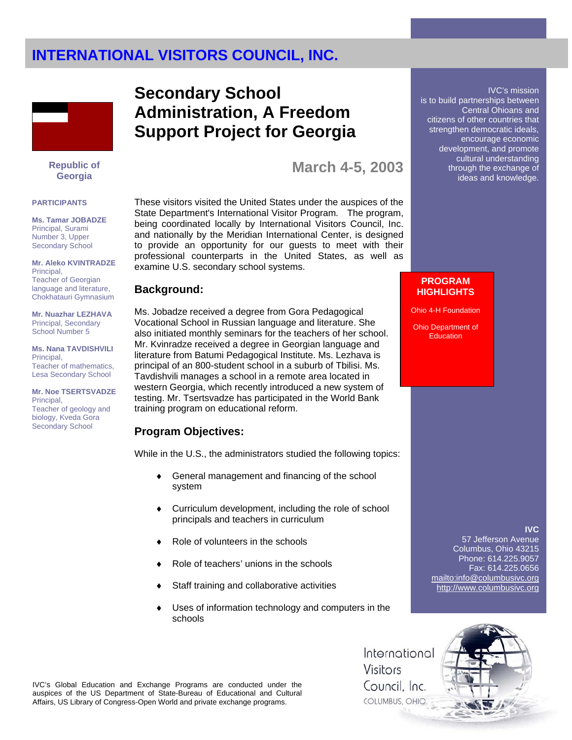# INTERNATIONAL VISITORS COUNCIL, INC.

## Secondary School Administration, A Freedom Support Project for Georgia

**Republic of Georgia**

### March 4-5, 2003

IVC's mission is to build partnerships between Central Ohioans and citizens of other countries that strengthen democratic ideals, encourage economic development, and promote cultural understanding through the exchange of ideas and knowledge.

**PARTICIPANTS**

**Ms. Tamar JOBADZE**
Principal, Surami Number 3, Upper Secondary School

**Mr. Aleko KVINTRADZE**
Principal,
Teacher of Georgian language and literature, Chokhatauri Gymnasium

**Mr. Nuazhar LEZHAVA**
Principal, Secondary School Number 5

**Ms. Nana TAVDISHVILI**
Principal,
Teacher of mathematics, Lesa Secondary School

**Mr. Noe TSERTSVADZE**
Principal,
Teacher of geology and biology, Kveda Gora Secondary School

These visitors visited the United States under the auspices of the State Department's International Visitor Program. The program, being coordinated locally by International Visitors Council, Inc. and nationally by the Meridian International Center, is designed to provide an opportunity for our guests to meet with their professional counterparts in the United States, as well as examine U.S. secondary school systems.

### Background:

Ms. Jobadze received a degree from Gora Pedagogical Vocational School in Russian language and literature. She also initiated monthly seminars for the teachers of her school. Mr. Kvinradze received a degree in Georgian language and literature from Batumi Pedagogical Institute. Ms. Lezhava is principal of an 800-student school in a suburb of Tbilisi. Ms. Tavdishvili manages a school in a remote area located in western Georgia, which recently introduced a new system of testing. Mr. Tsertsvadze has participated in the World Bank training program on educational reform.

### Program Objectives:

While in the U.S., the administrators studied the following topics:

- General management and financing of the school system
- Curriculum development, including the role of school principals and teachers in curriculum
- Role of volunteers in the schools
- Role of teachers' unions in the schools
- Staff training and collaborative activities
- Uses of information technology and computers in the schools

**PROGRAM HIGHLIGHTS**

Ohio 4-H Foundation

Ohio Department of Education

**IVC**
57 Jefferson Avenue
Columbus, Ohio 43215
Phone: 614.225.9057
Fax: 614.225.0656
mailto:info@columbusivc.org
http://www.columbusivc.org

IVC's Global Education and Exchange Programs are conducted under the auspices of the US Department of State-Bureau of Educational and Cultural Affairs, US Library of Congress-Open World and private exchange programs.

International Visitors Council, Inc.
COLUMBUS, OHIO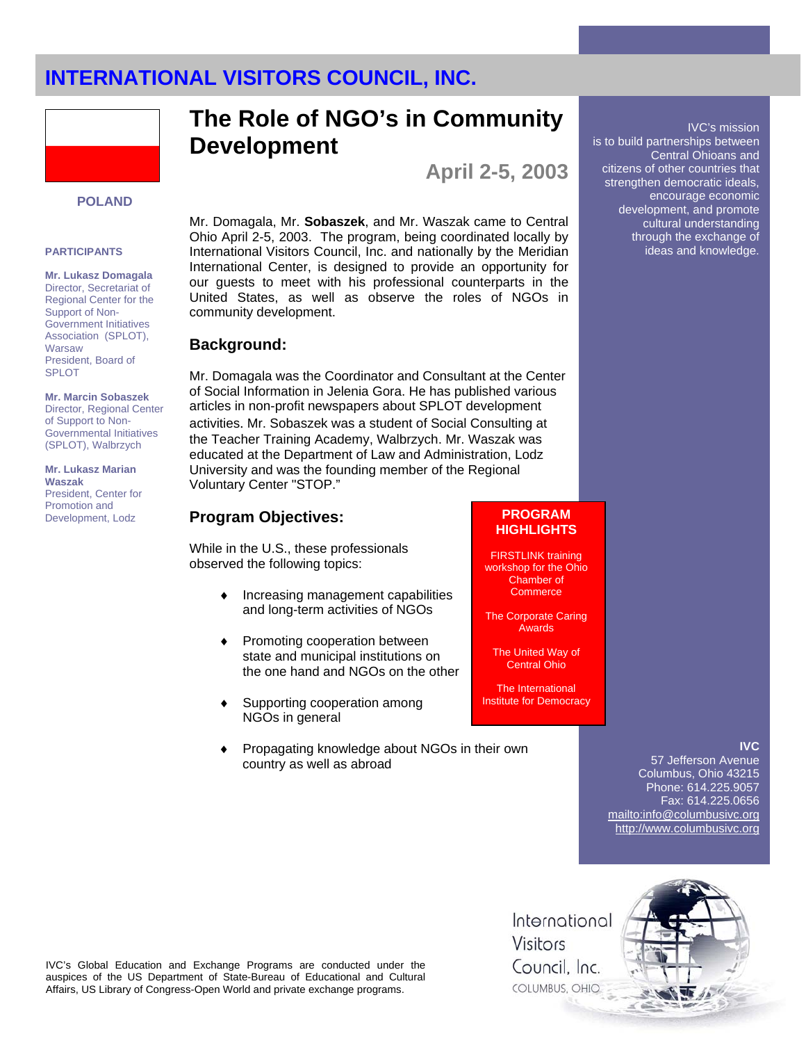# INTERNATIONAL VISITORS COUNCIL, INC.

**POLAND**

**PARTICIPANTS**

**Mr. Lukasz Domagala**
Director, Secretariat of Regional Center for the Support of Non-Government Initiatives Association (SPLOT), Warsaw
President, Board of SPLOT

**Mr. Marcin Sobaszek**
Director, Regional Center of Support to Non-Governmental Initiatives (SPLOT), Walbrzych

**Mr. Lukasz Marian Waszak**
President, Center for Promotion and Development, Lodz

## The Role of NGO's in Community Development

### April 2-5, 2003

Mr. Domagala, Mr. **Sobaszek**, and Mr. Waszak came to Central Ohio April 2-5, 2003. The program, being coordinated locally by International Visitors Council, Inc. and nationally by the Meridian International Center, is designed to provide an opportunity for our guests to meet with his professional counterparts in the United States, as well as observe the roles of NGOs in community development.

### Background:

Mr. Domagala was the Coordinator and Consultant at the Center of Social Information in Jelenia Gora. He has published various articles in non-profit newspapers about SPLOT development activities. Mr. Sobaszek was a student of Social Consulting at the Teacher Training Academy, Walbrzych. Mr. Waszak was educated at the Department of Law and Administration, Lodz University and was the founding member of the Regional Voluntary Center "STOP."

### Program Objectives:

While in the U.S., these professionals observed the following topics:

- Increasing management capabilities and long-term activities of NGOs
- Promoting cooperation between state and municipal institutions on the one hand and NGOs on the other
- Supporting cooperation among NGOs in general
- Propagating knowledge about NGOs in their own country as well as abroad

**PROGRAM HIGHLIGHTS**

FIRSTLINK training workshop for the Ohio Chamber of Commerce

The Corporate Caring Awards

The United Way of Central Ohio

The International Institute for Democracy

IVC's mission is to build partnerships between Central Ohioans and citizens of other countries that strengthen democratic ideals, encourage economic development, and promote cultural understanding through the exchange of ideas and knowledge.

**IVC**
57 Jefferson Avenue
Columbus, Ohio 43215
Phone: 614.225.9057
Fax: 614.225.0656
mailto:info@columbusivc.org
http://www.columbusivc.org

International Visitors Council, Inc.
COLUMBUS, OHIO

IVC's Global Education and Exchange Programs are conducted under the auspices of the US Department of State-Bureau of Educational and Cultural Affairs, US Library of Congress-Open World and private exchange programs.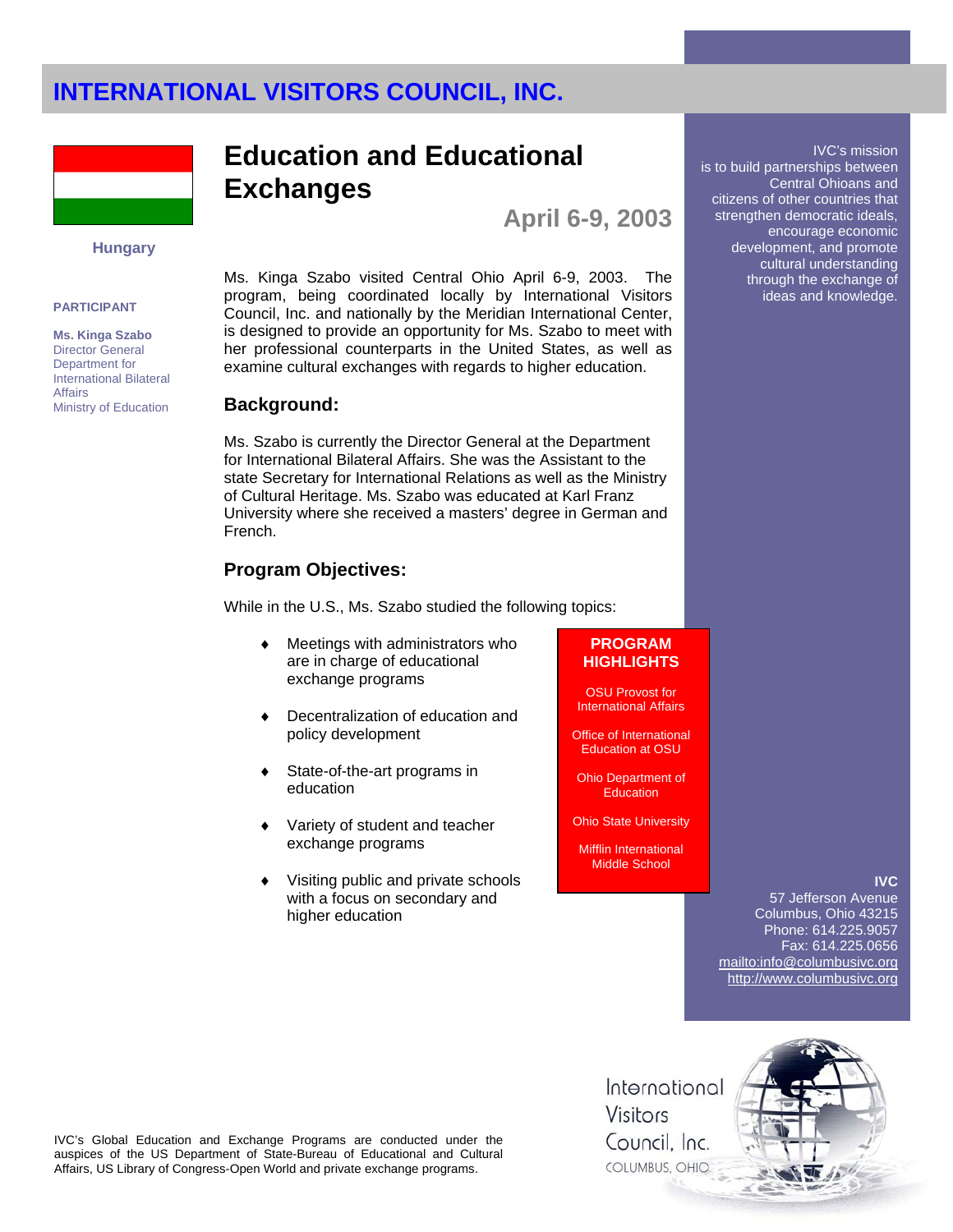# INTERNATIONAL VISITORS COUNCIL, INC.

Hungary

**PARTICIPANT**

**Ms. Kinga Szabo**
Director General
Department for International Bilateral Affairs
Ministry of Education

## Education and Educational Exchanges

**April 6-9, 2003**

Ms. Kinga Szabo visited Central Ohio April 6-9, 2003. The program, being coordinated locally by International Visitors Council, Inc. and nationally by the Meridian International Center, is designed to provide an opportunity for Ms. Szabo to meet with her professional counterparts in the United States, as well as examine cultural exchanges with regards to higher education.

### Background:

Ms. Szabo is currently the Director General at the Department for International Bilateral Affairs. She was the Assistant to the state Secretary for International Relations as well as the Ministry of Cultural Heritage. Ms. Szabo was educated at Karl Franz University where she received a masters' degree in German and French.

### Program Objectives:

While in the U.S., Ms. Szabo studied the following topics:

- Meetings with administrators who are in charge of educational exchange programs
- Decentralization of education and policy development
- State-of-the-art programs in education
- Variety of student and teacher exchange programs
- Visiting public and private schools with a focus on secondary and higher education

**PROGRAM HIGHLIGHTS**

OSU Provost for International Affairs

Office of International Education at OSU

Ohio Department of Education

Ohio State University

Mifflin International Middle School

IVC's mission is to build partnerships between Central Ohioans and citizens of other countries that strengthen democratic ideals, encourage economic development, and promote cultural understanding through the exchange of ideas and knowledge.

**IVC**
57 Jefferson Avenue
Columbus, Ohio 43215
Phone: 614.225.9057
Fax: 614.225.0656
mailto:info@columbusivc.org
http://www.columbusivc.org

IVC's Global Education and Exchange Programs are conducted under the auspices of the US Department of State-Bureau of Educational and Cultural Affairs, US Library of Congress-Open World and private exchange programs.

International Visitors Council, Inc.
COLUMBUS, OHIO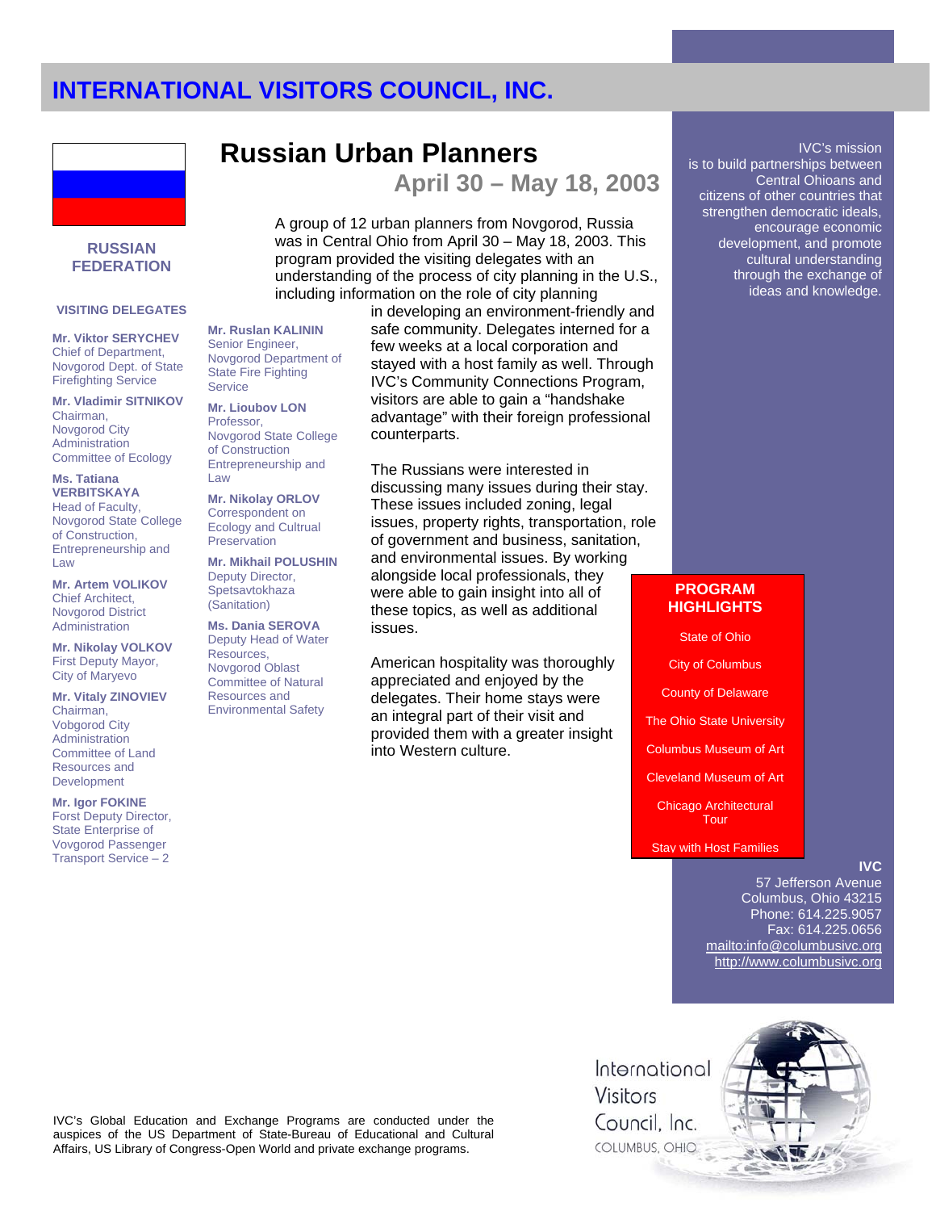# INTERNATIONAL VISITORS COUNCIL, INC.

**RUSSIAN FEDERATION**

## Russian Urban Planners

### April 30 – May 18, 2003

A group of 12 urban planners from Novgorod, Russia was in Central Ohio from April 30 – May 18, 2003. This program provided the visiting delegates with an understanding of the process of city planning in the U.S., including information on the role of city planning in developing an environment-friendly and safe community. Delegates interned for a few weeks at a local corporation and stayed with a host family as well. Through IVC's Community Connections Program, visitors are able to gain a "handshake advantage" with their foreign professional counterparts.

The Russians were interested in discussing many issues during their stay. These issues included zoning, legal issues, property rights, transportation, role of government and business, sanitation, and environmental issues. By working alongside local professionals, they were able to gain insight into all of these topics, as well as additional issues.

American hospitality was thoroughly appreciated and enjoyed by the delegates. Their home stays were an integral part of their visit and provided them with a greater insight into Western culture.

### VISITING DELEGATES

**Mr. Viktor SERYCHEV**
Chief of Department, Novgorod Dept. of State Firefighting Service

**Mr. Vladimir SITNIKOV**
Chairman, Novgorod City Administration Committee of Ecology

**Ms. Tatiana VERBITSKAYA**
Head of Faculty, Novgorod State College of Construction, Entrepreneurship and Law

**Mr. Artem VOLIKOV**
Chief Architect, Novgorod District Administration

**Mr. Nikolay VOLKOV**
First Deputy Mayor, City of Maryevo

**Mr. Vitaly ZINOVIEV**
Chairman, Vobgorod City Administration Committee of Land Resources and Development

**Mr. Igor FOKINE**
Forst Deputy Director, State Enterprise of Vovgorod Passenger Transport Service – 2

**Mr. Ruslan KALININ**
Senior Engineer, Novgorod Department of State Fire Fighting Service

**Mr. Lioubov LON**
Professor, Novgorod State College of Construction Entrepreneurship and Law

**Mr. Nikolay ORLOV**
Correspondent on Ecology and Cultrual Preservation

**Mr. Mikhail POLUSHIN**
Deputy Director, Spetsavtokhaza (Sanitation)

**Ms. Dania SEROVA**
Deputy Head of Water Resources, Novgorod Oblast Committee of Natural Resources and Environmental Safety

IVC's mission is to build partnerships between Central Ohioans and citizens of other countries that strengthen democratic ideals, encourage economic development, and promote cultural understanding through the exchange of ideas and knowledge.

### PROGRAM HIGHLIGHTS

- State of Ohio
- City of Columbus
- County of Delaware
- The Ohio State University
- Columbus Museum of Art
- Cleveland Museum of Art
- Chicago Architectural Tour
- Stay with Host Families

**IVC**
57 Jefferson Avenue
Columbus, Ohio 43215
Phone: 614.225.9057
Fax: 614.225.0656
mailto:info@columbusivc.org
http://www.columbusivc.org

IVC's Global Education and Exchange Programs are conducted under the auspices of the US Department of State-Bureau of Educational and Cultural Affairs, US Library of Congress-Open World and private exchange programs.

International Visitors Council, Inc.
COLUMBUS, OHIO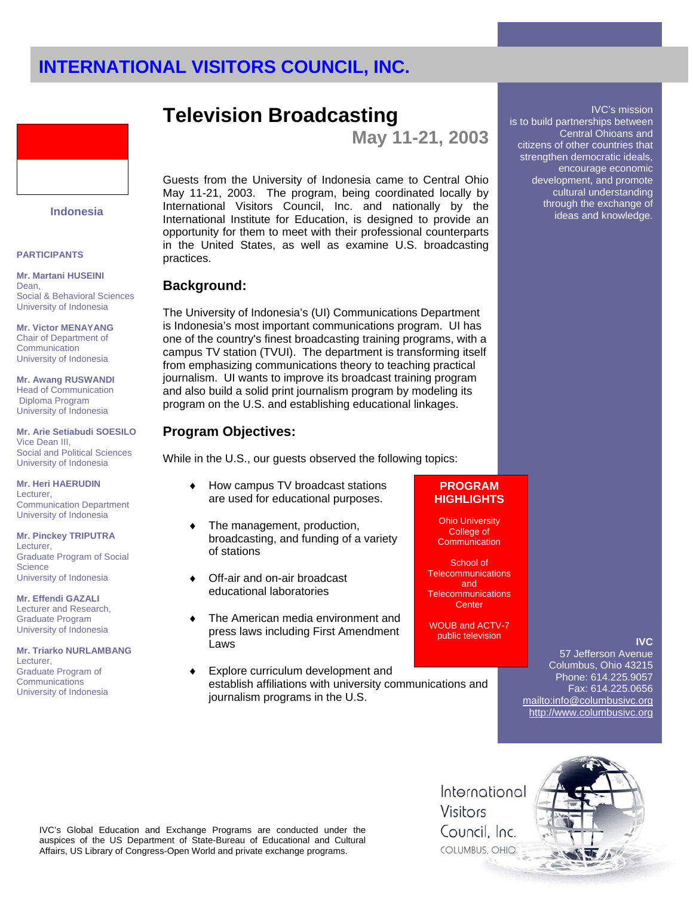# INTERNATIONAL VISITORS COUNCIL, INC.

Indonesia

**PARTICIPANTS**

**Mr. Martani HUSEINI**
Dean,
Social & Behavioral Sciences
University of Indonesia

**Mr. Victor MENAYANG**
Chair of Department of Communication
University of Indonesia

**Mr. Awang RUSWANDI**
Head of Communication Diploma Program
University of Indonesia

**Mr. Arie Setiabudi SOESILO**
Vice Dean III,
Social and Political Sciences
University of Indonesia

**Mr. Heri HAERUDIN**
Lecturer,
Communication Department
University of Indonesia

**Mr. Pinckey TRIPUTRA**
Lecturer,
Graduate Program of Social Science
University of Indonesia

**Mr. Effendi GAZALI**
Lecturer and Research,
Graduate Program
University of Indonesia

**Mr. Triarko NURLAMBANG**
Lecturer,
Graduate Program of Communications
University of Indonesia

## Television Broadcasting

**May 11-21, 2003**

Guests from the University of Indonesia came to Central Ohio May 11-21, 2003. The program, being coordinated locally by International Visitors Council, Inc. and nationally by the International Institute for Education, is designed to provide an opportunity for them to meet with their professional counterparts in the United States, as well as examine U.S. broadcasting practices.

### Background:

The University of Indonesia's (UI) Communications Department is Indonesia's most important communications program. UI has one of the country's finest broadcasting training programs, with a campus TV station (TVUI). The department is transforming itself from emphasizing communications theory to teaching practical journalism. UI wants to improve its broadcast training program and also build a solid print journalism program by modeling its program on the U.S. and establishing educational linkages.

### Program Objectives:

While in the U.S., our guests observed the following topics:

- How campus TV broadcast stations are used for educational purposes.
- The management, production, broadcasting, and funding of a variety of stations
- Off-air and on-air broadcast educational laboratories
- The American media environment and press laws including First Amendment Laws
- Explore curriculum development and establish affiliations with university communications and journalism programs in the U.S.

**PROGRAM HIGHLIGHTS**

Ohio University College of Communication

School of Telecommunications and Telecommunications Center

WOUB and ACTV-7 public television

IVC's mission is to build partnerships between Central Ohioans and citizens of other countries that strengthen democratic ideals, encourage economic development, and promote cultural understanding through the exchange of ideas and knowledge.

**IVC**
57 Jefferson Avenue
Columbus, Ohio 43215
Phone: 614.225.9057
Fax: 614.225.0656
mailto:info@columbusivc.org
http://www.columbusivc.org

IVC's Global Education and Exchange Programs are conducted under the auspices of the US Department of State-Bureau of Educational and Cultural Affairs, US Library of Congress-Open World and private exchange programs.

International Visitors Council, Inc.
COLUMBUS, OHIO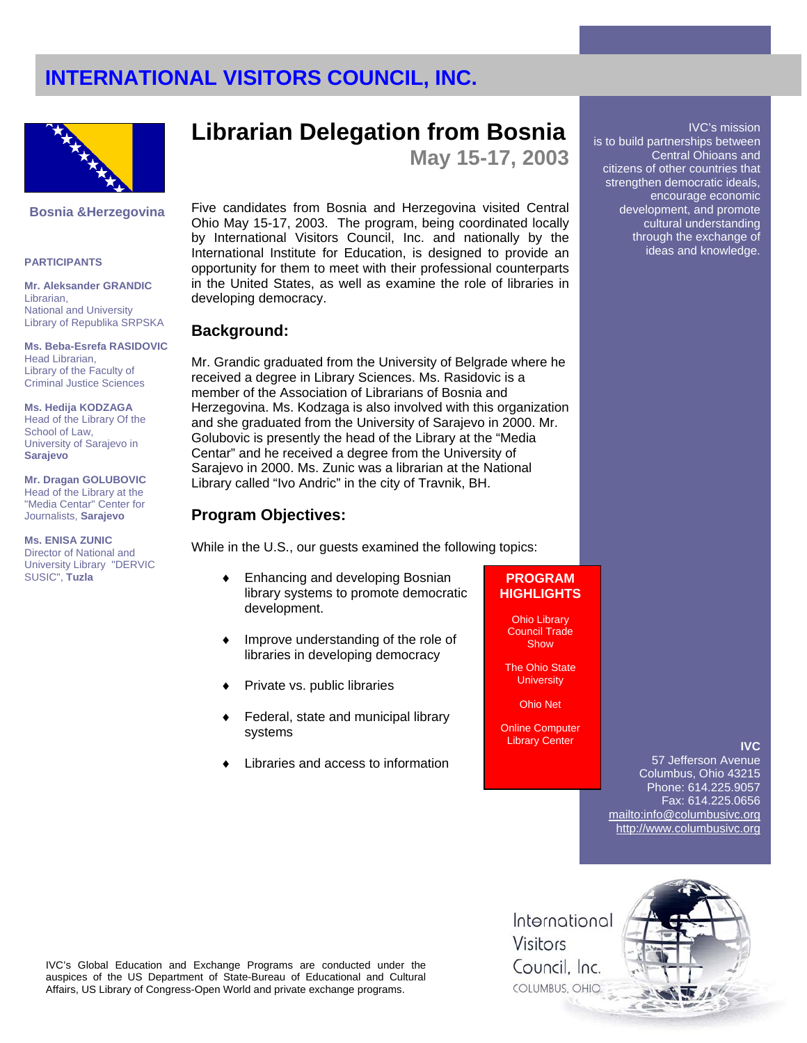# INTERNATIONAL VISITORS COUNCIL, INC.

## Librarian Delegation from Bosnia

### May 15-17, 2003

**Bosnia &Herzegovina**

**PARTICIPANTS**

**Mr. Aleksander GRANDIC**
Librarian,
National and University Library of Republika SRPSKA

**Ms. Beba-Esrefa RASIDOVIC**
Head Librarian,
Library of the Faculty of Criminal Justice Sciences

**Ms. Hedija KODZAGA**
Head of the Library Of the School of Law,
University of Sarajevo in **Sarajevo**

**Mr. Dragan GOLUBOVIC**
Head of the Library at the "Media Centar" Center for Journalists, **Sarajevo**

**Ms. ENISA ZUNIC**
Director of National and University Library "DERVIC SUSIC", **Tuzla**

Five candidates from Bosnia and Herzegovina visited Central Ohio May 15-17, 2003. The program, being coordinated locally by International Visitors Council, Inc. and nationally by the International Institute for Education, is designed to provide an opportunity for them to meet with their professional counterparts in the United States, as well as examine the role of libraries in developing democracy.

### Background:

Mr. Grandic graduated from the University of Belgrade where he received a degree in Library Sciences. Ms. Rasidovic is a member of the Association of Librarians of Bosnia and Herzegovina. Ms. Kodzaga is also involved with this organization and she graduated from the University of Sarajevo in 2000. Mr. Golubovic is presently the head of the Library at the "Media Centar" and he received a degree from the University of Sarajevo in 2000. Ms. Zunic was a librarian at the National Library called "Ivo Andric" in the city of Travnik, BH.

### Program Objectives:

While in the U.S., our guests examined the following topics:

- Enhancing and developing Bosnian library systems to promote democratic development.
- Improve understanding of the role of libraries in developing democracy
- Private vs. public libraries
- Federal, state and municipal library systems
- Libraries and access to information

**PROGRAM HIGHLIGHTS**

Ohio Library Council Trade Show

The Ohio State University

Ohio Net

Online Computer Library Center

IVC's mission is to build partnerships between Central Ohioans and citizens of other countries that strengthen democratic ideals, encourage economic development, and promote cultural understanding through the exchange of ideas and knowledge.

**IVC**
57 Jefferson Avenue
Columbus, Ohio 43215
Phone: 614.225.9057
Fax: 614.225.0656
mailto:info@columbusivc.org
http://www.columbusivc.org

IVC's Global Education and Exchange Programs are conducted under the auspices of the US Department of State-Bureau of Educational and Cultural Affairs, US Library of Congress-Open World and private exchange programs.

International Visitors Council, Inc.
COLUMBUS, OHIO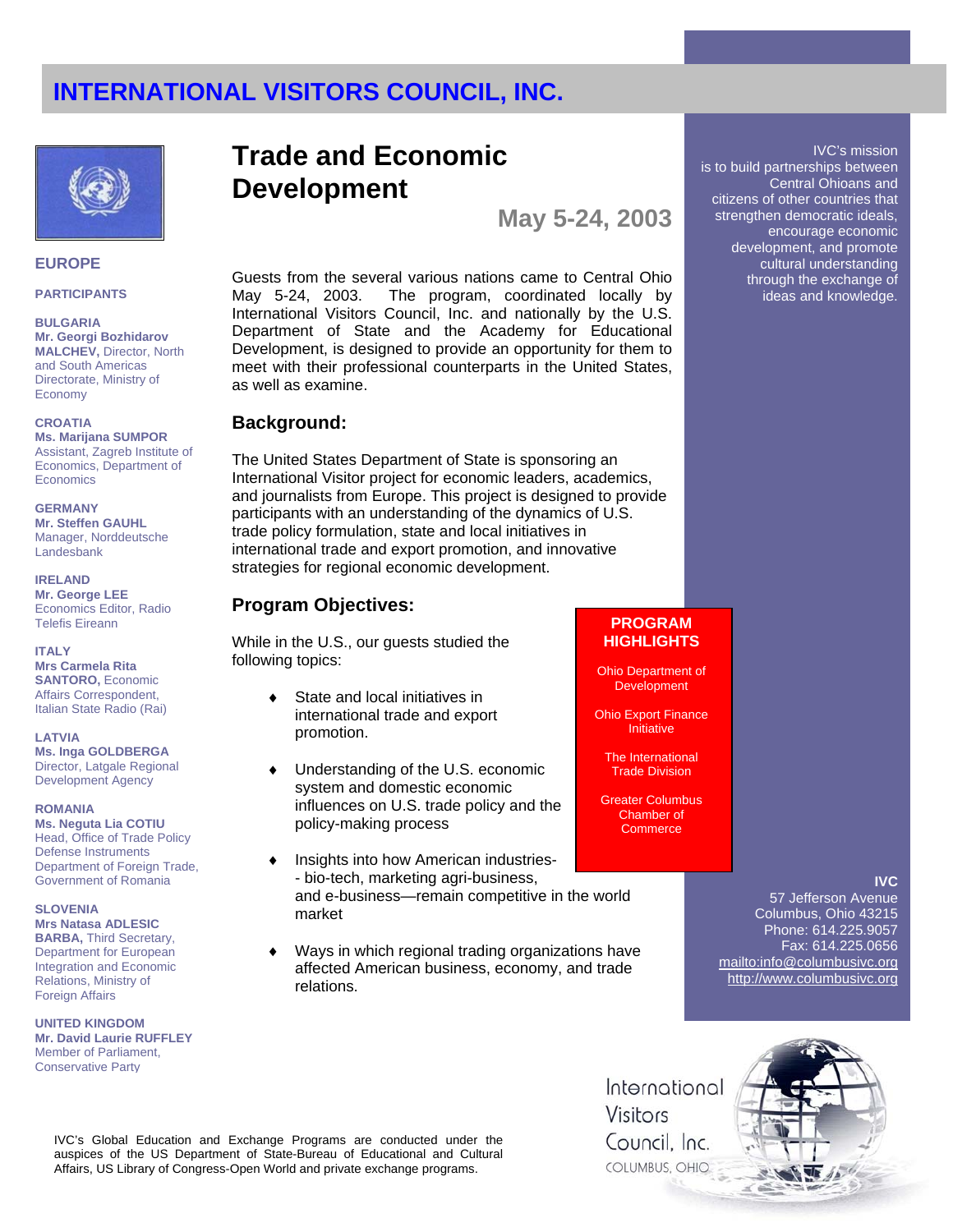# INTERNATIONAL VISITORS COUNCIL, INC.

## Trade and Economic Development

**May 5-24, 2003**

Guests from the several various nations came to Central Ohio May 5-24, 2003. The program, coordinated locally by International Visitors Council, Inc. and nationally by the U.S. Department of State and the Academy for Educational Development, is designed to provide an opportunity for them to meet with their professional counterparts in the United States, as well as examine.

### Background:

The United States Department of State is sponsoring an International Visitor project for economic leaders, academics, and journalists from Europe. This project is designed to provide participants with an understanding of the dynamics of U.S. trade policy formulation, state and local initiatives in international trade and export promotion, and innovative strategies for regional economic development.

### Program Objectives:

While in the U.S., our guests studied the following topics:

- State and local initiatives in international trade and export promotion.
- Understanding of the U.S. economic system and domestic economic influences on U.S. trade policy and the policy-making process
- Insights into how American industries--bio-tech, marketing agri-business, and e-business—remain competitive in the world market
- Ways in which regional trading organizations have affected American business, economy, and trade relations.

**PROGRAM HIGHLIGHTS**

Ohio Department of Development

Ohio Export Finance Initiative

The International Trade Division

Greater Columbus Chamber of Commerce

### EUROPE

**PARTICIPANTS**

**BULGARIA**
**Mr. Georgi Bozhidarov MALCHEV,** Director, North and South Americas Directorate, Ministry of Economy

**CROATIA**
**Ms. Marijana SUMPOR** Assistant, Zagreb Institute of Economics, Department of Economics

**GERMANY**
**Mr. Steffen GAUHL** Manager, Norddeutsche Landesbank

**IRELAND**
**Mr. George LEE** Economics Editor, Radio Telefis Eireann

**ITALY**
**Mrs Carmela Rita SANTORO,** Economic Affairs Correspondent, Italian State Radio (Rai)

**LATVIA**
**Ms. Inga GOLDBERGA** Director, Latgale Regional Development Agency

**ROMANIA**
**Ms. Neguta Lia COTIU** Head, Office of Trade Policy Defense Instruments Department of Foreign Trade, Government of Romania

**SLOVENIA**
**Mrs Natasa ADLESIC BARBA,** Third Secretary, Department for European Integration and Economic Relations, Ministry of Foreign Affairs

**UNITED KINGDOM**
**Mr. David Laurie RUFFLEY** Member of Parliament, Conservative Party

IVC's mission is to build partnerships between Central Ohioans and citizens of other countries that strengthen democratic ideals, encourage economic development, and promote cultural understanding through the exchange of ideas and knowledge.

**IVC**
57 Jefferson Avenue
Columbus, Ohio 43215
Phone: 614.225.9057
Fax: 614.225.0656
mailto:info@columbusivc.org
http://www.columbusivc.org

International Visitors Council, Inc.
COLUMBUS, OHIO

IVC's Global Education and Exchange Programs are conducted under the auspices of the US Department of State-Bureau of Educational and Cultural Affairs, US Library of Congress-Open World and private exchange programs.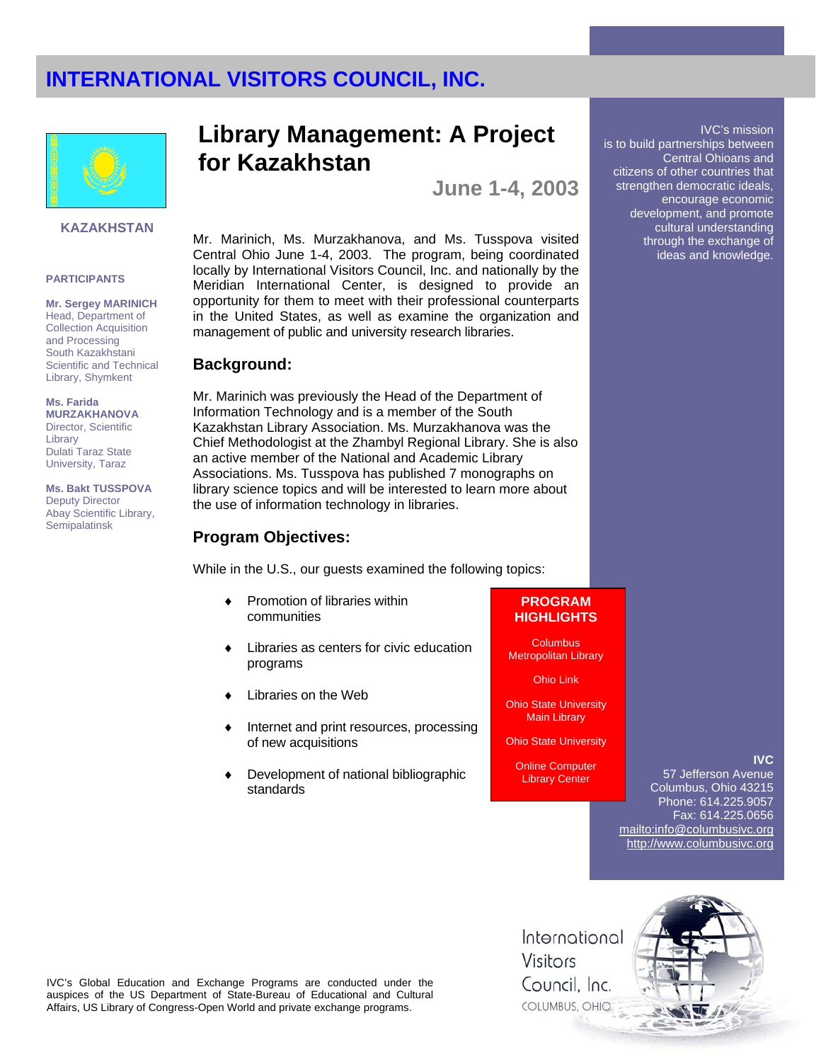# INTERNATIONAL VISITORS COUNCIL, INC.

KAZAKHSTAN

**PARTICIPANTS**

**Mr. Sergey MARINICH**
Head, Department of Collection Acquisition and Processing
South Kazakhstani Scientific and Technical Library, Shymkent

**Ms. Farida MURZAKHANOVA**
Director, Scientific Library
Dulati Taraz State University, Taraz

**Ms. Bakt TUSSPOVA**
Deputy Director
Abay Scientific Library, Semipalatinsk

## Library Management: A Project for Kazakhstan

**June 1-4, 2003**

Mr. Marinich, Ms. Murzakhanova, and Ms. Tusspova visited Central Ohio June 1-4, 2003. The program, being coordinated locally by International Visitors Council, Inc. and nationally by the Meridian International Center, is designed to provide an opportunity for them to meet with their professional counterparts in the United States, as well as examine the organization and management of public and university research libraries.

### Background:

Mr. Marinich was previously the Head of the Department of Information Technology and is a member of the South Kazakhstan Library Association. Ms. Murzakhanova was the Chief Methodologist at the Zhambyl Regional Library. She is also an active member of the National and Academic Library Associations. Ms. Tusspova has published 7 monographs on library science topics and will be interested to learn more about the use of information technology in libraries.

### Program Objectives:

While in the U.S., our guests examined the following topics:

- Promotion of libraries within communities
- Libraries as centers for civic education programs
- Libraries on the Web
- Internet and print resources, processing of new acquisitions
- Development of national bibliographic standards

**PROGRAM HIGHLIGHTS**

Columbus Metropolitan Library

Ohio Link

Ohio State University Main Library

Ohio State University

Online Computer Library Center

IVC's mission is to build partnerships between Central Ohioans and citizens of other countries that strengthen democratic ideals, encourage economic development, and promote cultural understanding through the exchange of ideas and knowledge.

**IVC**
57 Jefferson Avenue
Columbus, Ohio 43215
Phone: 614.225.9057
Fax: 614.225.0656
mailto:info@columbusivc.org
http://www.columbusivc.org

IVC's Global Education and Exchange Programs are conducted under the auspices of the US Department of State-Bureau of Educational and Cultural Affairs, US Library of Congress-Open World and private exchange programs.

International Visitors Council, Inc.
COLUMBUS, OHIO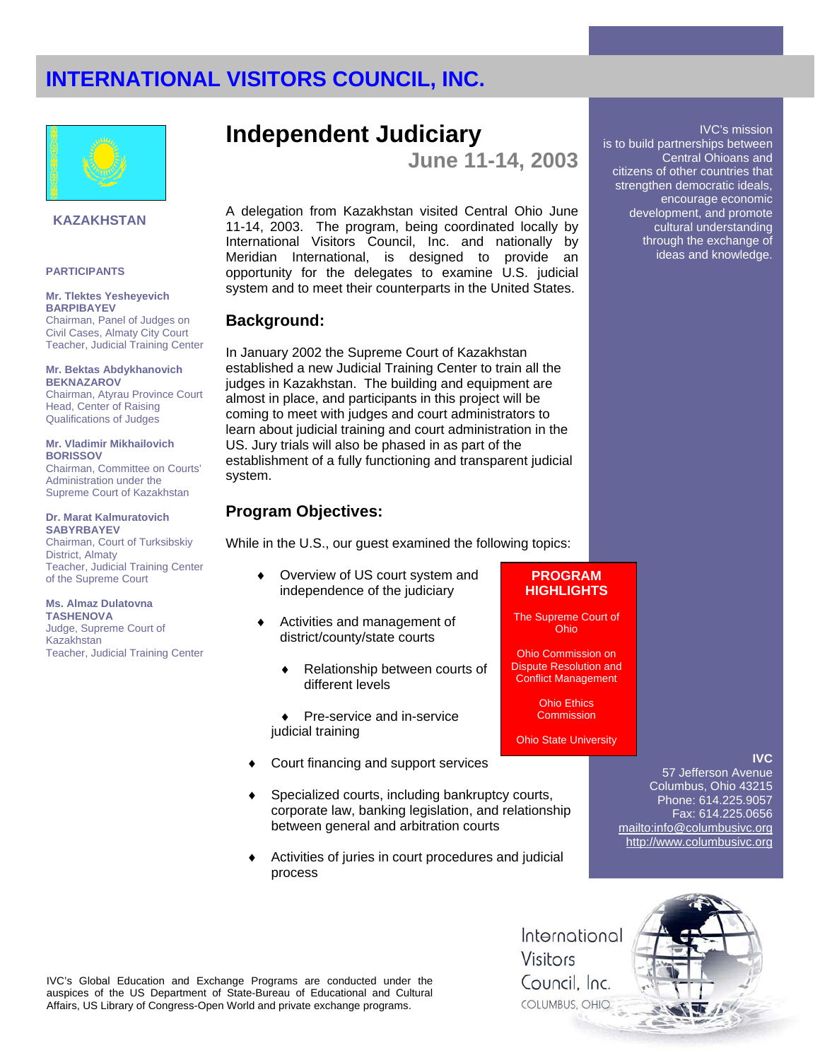# INTERNATIONAL VISITORS COUNCIL, INC.

**KAZAKHSTAN**

**PARTICIPANTS**

**Mr. Tlektes Yesheyevich BARPIBAYEV**
Chairman, Panel of Judges on Civil Cases, Almaty City Court
Teacher, Judicial Training Center

**Mr. Bektas Abdykhanovich BEKNAZAROV**
Chairman, Atyrau Province Court
Head, Center of Raising Qualifications of Judges

**Mr. Vladimir Mikhailovich BORISSOV**
Chairman, Committee on Courts' Administration under the Supreme Court of Kazakhstan

**Dr. Marat Kalmuratovich SABYRBAYEV**
Chairman, Court of Turksibskiy District, Almaty
Teacher, Judicial Training Center of the Supreme Court

**Ms. Almaz Dulatovna TASHENOVA**
Judge, Supreme Court of Kazakhstan
Teacher, Judicial Training Center

## Independent Judiciary

**June 11-14, 2003**

A delegation from Kazakhstan visited Central Ohio June 11-14, 2003. The program, being coordinated locally by International Visitors Council, Inc. and nationally by Meridian International, is designed to provide an opportunity for the delegates to examine U.S. judicial system and to meet their counterparts in the United States.

### Background:

In January 2002 the Supreme Court of Kazakhstan established a new Judicial Training Center to train all the judges in Kazakhstan. The building and equipment are almost in place, and participants in this project will be coming to meet with judges and court administrators to learn about judicial training and court administration in the US. Jury trials will also be phased in as part of the establishment of a fully functioning and transparent judicial system.

### Program Objectives:

While in the U.S., our guest examined the following topics:

- Overview of US court system and independence of the judiciary
- Activities and management of district/county/state courts
  - Relationship between courts of different levels
  - Pre-service and in-service judicial training
- Court financing and support services
- Specialized courts, including bankruptcy courts, corporate law, banking legislation, and relationship between general and arbitration courts
- Activities of juries in court procedures and judicial process

**PROGRAM HIGHLIGHTS**

The Supreme Court of Ohio

Ohio Commission on Dispute Resolution and Conflict Management

Ohio Ethics Commission

Ohio State University

IVC's mission is to build partnerships between Central Ohioans and citizens of other countries that strengthen democratic ideals, encourage economic development, and promote cultural understanding through the exchange of ideas and knowledge.

**IVC**
57 Jefferson Avenue
Columbus, Ohio 43215
Phone: 614.225.9057
Fax: 614.225.0656
mailto:info@columbusivc.org
http://www.columbusivc.org

IVC's Global Education and Exchange Programs are conducted under the auspices of the US Department of State-Bureau of Educational and Cultural Affairs, US Library of Congress-Open World and private exchange programs.

International Visitors Council, Inc.
COLUMBUS, OHIO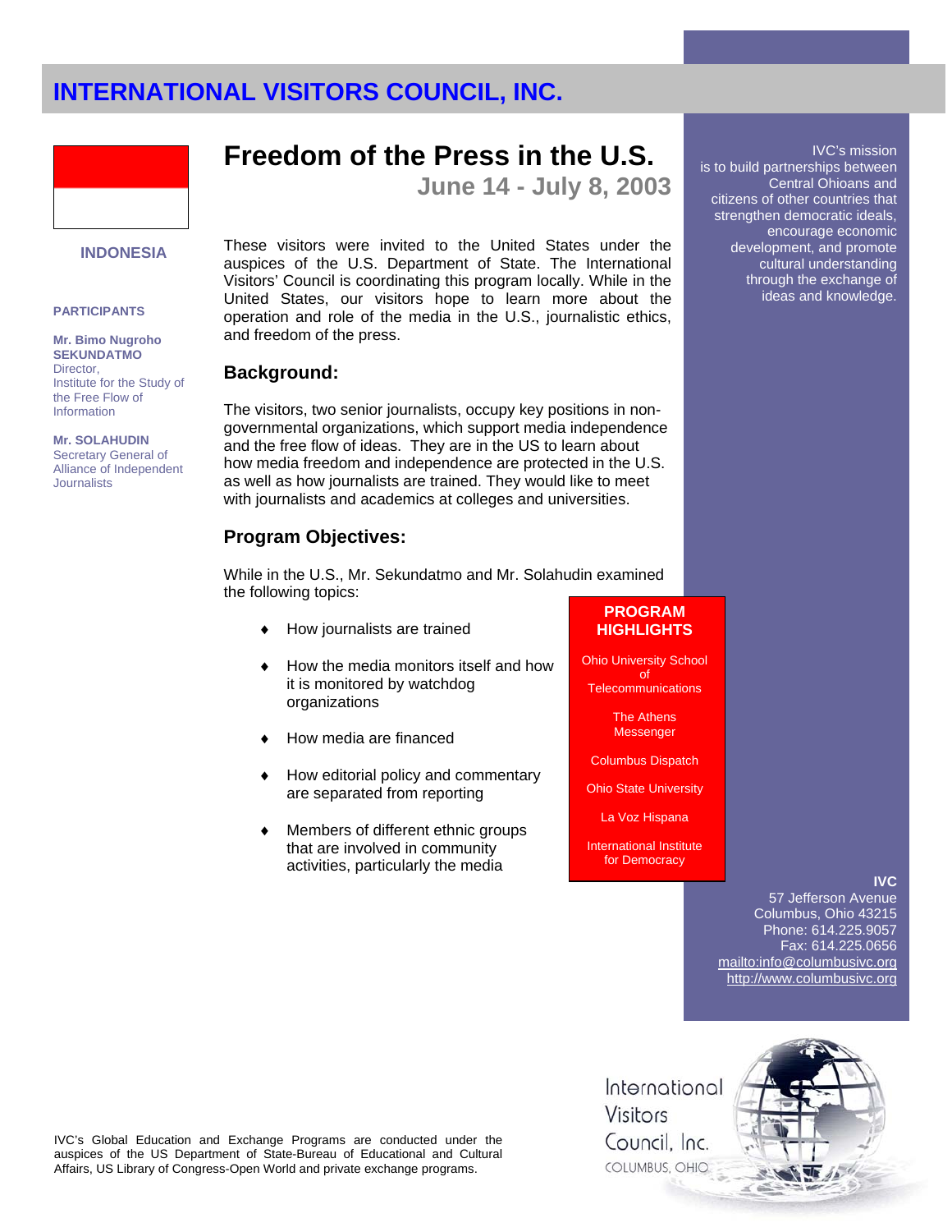# INTERNATIONAL VISITORS COUNCIL, INC.

**INDONESIA**

**PARTICIPANTS**

**Mr. Bimo Nugroho SEKUNDATMO**
Director,
Institute for the Study of the Free Flow of Information

**Mr. SOLAHUDIN**
Secretary General of Alliance of Independent Journalists

## Freedom of the Press in the U.S.

### June 14 - July 8, 2003

These visitors were invited to the United States under the auspices of the U.S. Department of State. The International Visitors' Council is coordinating this program locally. While in the United States, our visitors hope to learn more about the operation and role of the media in the U.S., journalistic ethics, and freedom of the press.

### Background:

The visitors, two senior journalists, occupy key positions in non-governmental organizations, which support media independence and the free flow of ideas. They are in the US to learn about how media freedom and independence are protected in the U.S. as well as how journalists are trained. They would like to meet with journalists and academics at colleges and universities.

### Program Objectives:

While in the U.S., Mr. Sekundatmo and Mr. Solahudin examined the following topics:

- How journalists are trained
- How the media monitors itself and how it is monitored by watchdog organizations
- How media are financed
- How editorial policy and commentary are separated from reporting
- Members of different ethnic groups that are involved in community activities, particularly the media

**PROGRAM HIGHLIGHTS**

Ohio University School of Telecommunications

The Athens Messenger

Columbus Dispatch

Ohio State University

La Voz Hispana

International Institute for Democracy

IVC's mission is to build partnerships between Central Ohioans and citizens of other countries that strengthen democratic ideals, encourage economic development, and promote cultural understanding through the exchange of ideas and knowledge.

**IVC**
57 Jefferson Avenue
Columbus, Ohio 43215
Phone: 614.225.9057
Fax: 614.225.0656
mailto:info@columbusivc.org
http://www.columbusivc.org

IVC's Global Education and Exchange Programs are conducted under the auspices of the US Department of State-Bureau of Educational and Cultural Affairs, US Library of Congress-Open World and private exchange programs.

International Visitors Council, Inc.
COLUMBUS, OHIO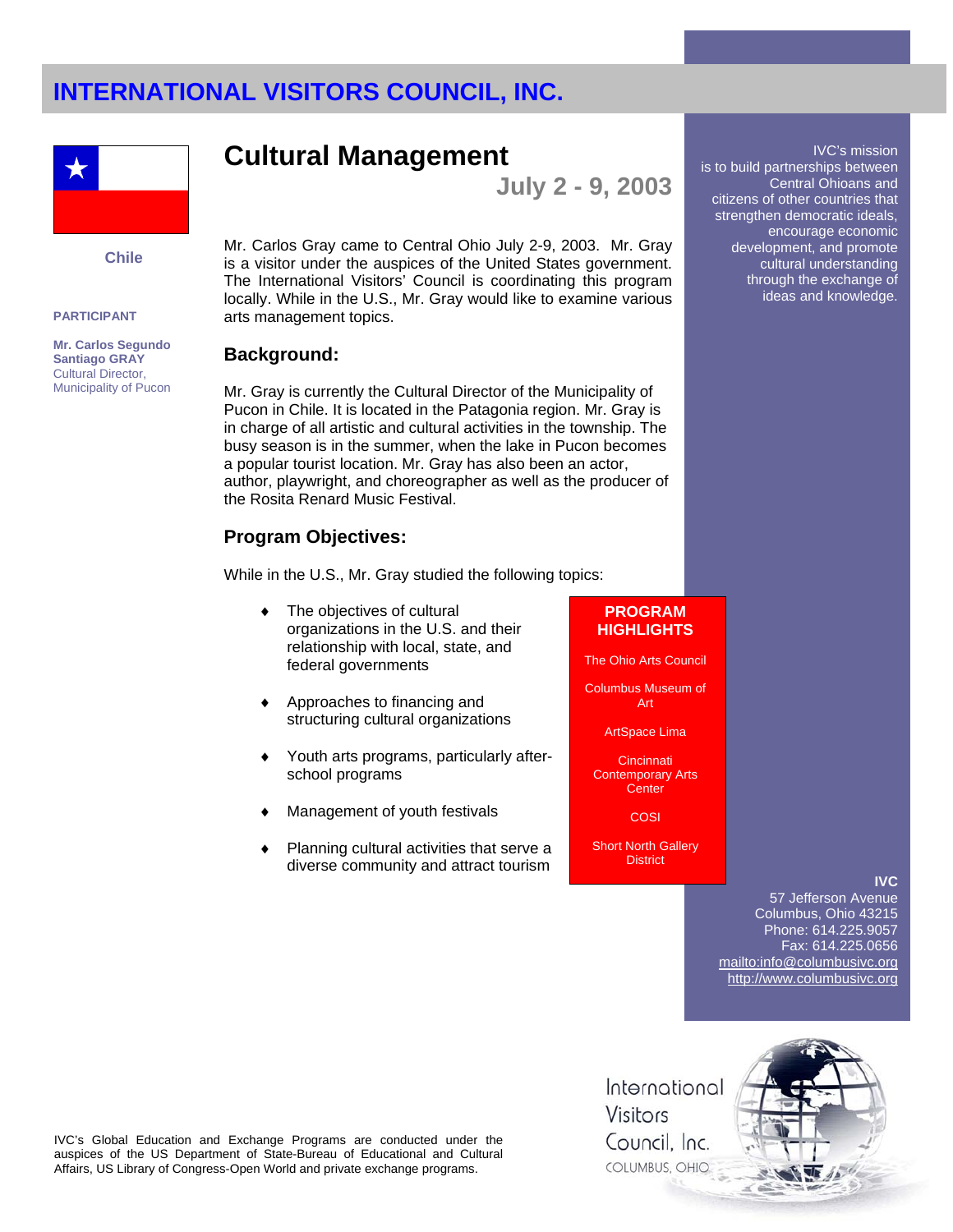# INTERNATIONAL VISITORS COUNCIL, INC.

Chile

**PARTICIPANT**

**Mr. Carlos Segundo Santiago GRAY**
Cultural Director, Municipality of Pucon

## Cultural Management

**July 2 - 9, 2003**

Mr. Carlos Gray came to Central Ohio July 2-9, 2003. Mr. Gray is a visitor under the auspices of the United States government. The International Visitors' Council is coordinating this program locally. While in the U.S., Mr. Gray would like to examine various arts management topics.

### Background:

Mr. Gray is currently the Cultural Director of the Municipality of Pucon in Chile. It is located in the Patagonia region. Mr. Gray is in charge of all artistic and cultural activities in the township. The busy season is in the summer, when the lake in Pucon becomes a popular tourist location. Mr. Gray has also been an actor, author, playwright, and choreographer as well as the producer of the Rosita Renard Music Festival.

### Program Objectives:

While in the U.S., Mr. Gray studied the following topics:

- The objectives of cultural organizations in the U.S. and their relationship with local, state, and federal governments
- Approaches to financing and structuring cultural organizations
- Youth arts programs, particularly after-school programs
- Management of youth festivals
- Planning cultural activities that serve a diverse community and attract tourism

**PROGRAM HIGHLIGHTS**

The Ohio Arts Council

Columbus Museum of Art

ArtSpace Lima

Cincinnati Contemporary Arts Center

COSI

Short North Gallery District

IVC's mission is to build partnerships between Central Ohioans and citizens of other countries that strengthen democratic ideals, encourage economic development, and promote cultural understanding through the exchange of ideas and knowledge.

**IVC**
57 Jefferson Avenue
Columbus, Ohio 43215
Phone: 614.225.9057
Fax: 614.225.0656
mailto:info@columbusivc.org
http://www.columbusivc.org

IVC's Global Education and Exchange Programs are conducted under the auspices of the US Department of State-Bureau of Educational and Cultural Affairs, US Library of Congress-Open World and private exchange programs.

International Visitors Council, Inc.
COLUMBUS, OHIO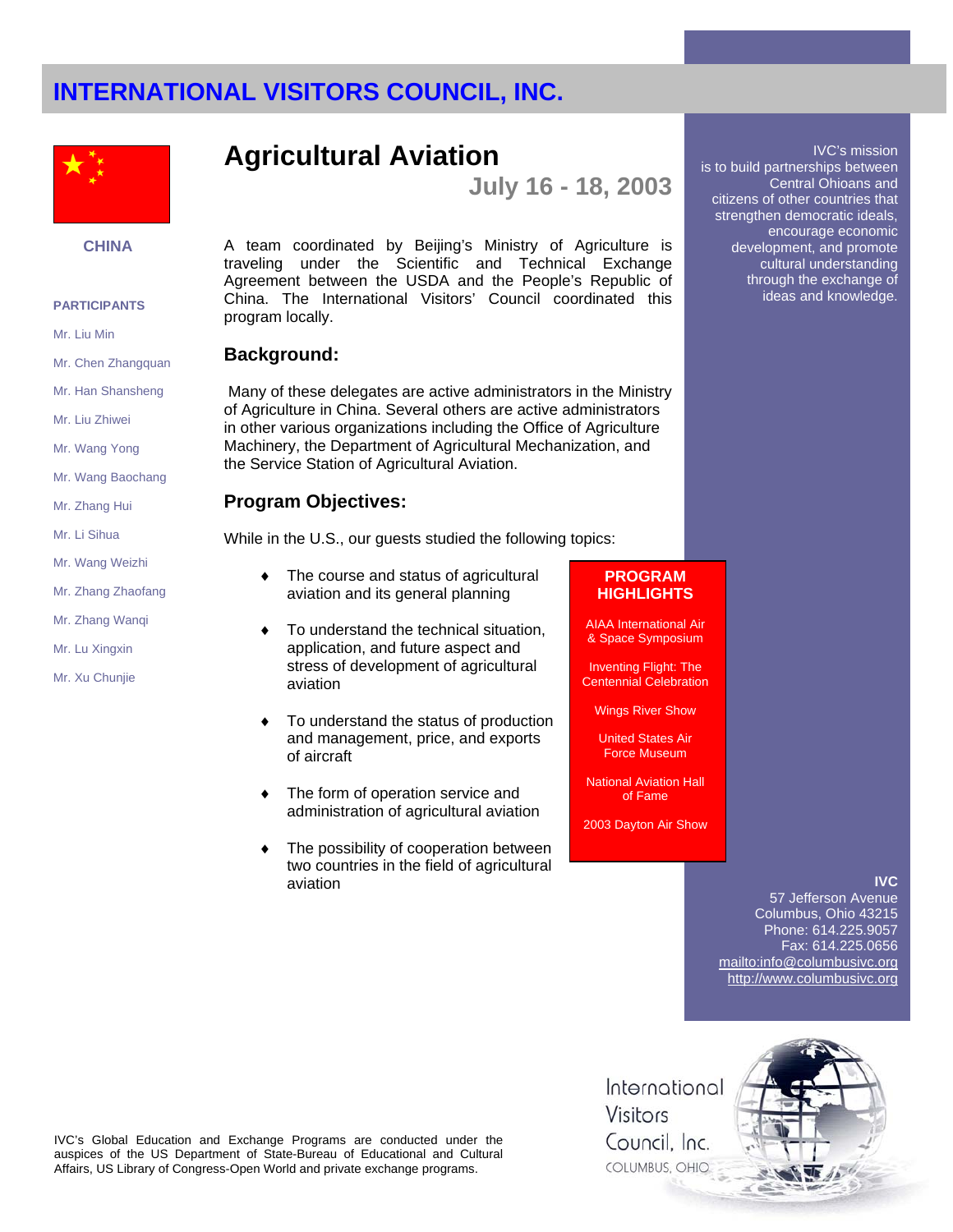# INTERNATIONAL VISITORS COUNCIL, INC.

## Agricultural Aviation

**July 16 - 18, 2003**

**CHINA**

**PARTICIPANTS**

Mr. Liu Min

Mr. Chen Zhangquan

Mr. Han Shansheng

Mr. Liu Zhiwei

Mr. Wang Yong

Mr. Wang Baochang

Mr. Zhang Hui

Mr. Li Sihua

Mr. Wang Weizhi

Mr. Zhang Zhaofang

Mr. Zhang Wanqi

Mr. Lu Xingxin

Mr. Xu Chunjie

A team coordinated by Beijing's Ministry of Agriculture is traveling under the Scientific and Technical Exchange Agreement between the USDA and the People's Republic of China. The International Visitors' Council coordinated this program locally.

### Background:

Many of these delegates are active administrators in the Ministry of Agriculture in China. Several others are active administrators in other various organizations including the Office of Agriculture Machinery, the Department of Agricultural Mechanization, and the Service Station of Agricultural Aviation.

### Program Objectives:

While in the U.S., our guests studied the following topics:

- The course and status of agricultural aviation and its general planning
- To understand the technical situation, application, and future aspect and stress of development of agricultural aviation
- To understand the status of production and management, price, and exports of aircraft
- The form of operation service and administration of agricultural aviation
- The possibility of cooperation between two countries in the field of agricultural aviation

**PROGRAM HIGHLIGHTS**

AIAA International Air & Space Symposium

Inventing Flight: The Centennial Celebration

Wings River Show

United States Air Force Museum

National Aviation Hall of Fame

2003 Dayton Air Show

IVC's mission is to build partnerships between Central Ohioans and citizens of other countries that strengthen democratic ideals, encourage economic development, and promote cultural understanding through the exchange of ideas and knowledge.

**IVC**
57 Jefferson Avenue
Columbus, Ohio 43215
Phone: 614.225.9057
Fax: 614.225.0656
mailto:info@columbusivc.org
http://www.columbusivc.org

IVC's Global Education and Exchange Programs are conducted under the auspices of the US Department of State-Bureau of Educational and Cultural Affairs, US Library of Congress-Open World and private exchange programs.

International Visitors Council, Inc.
COLUMBUS, OHIO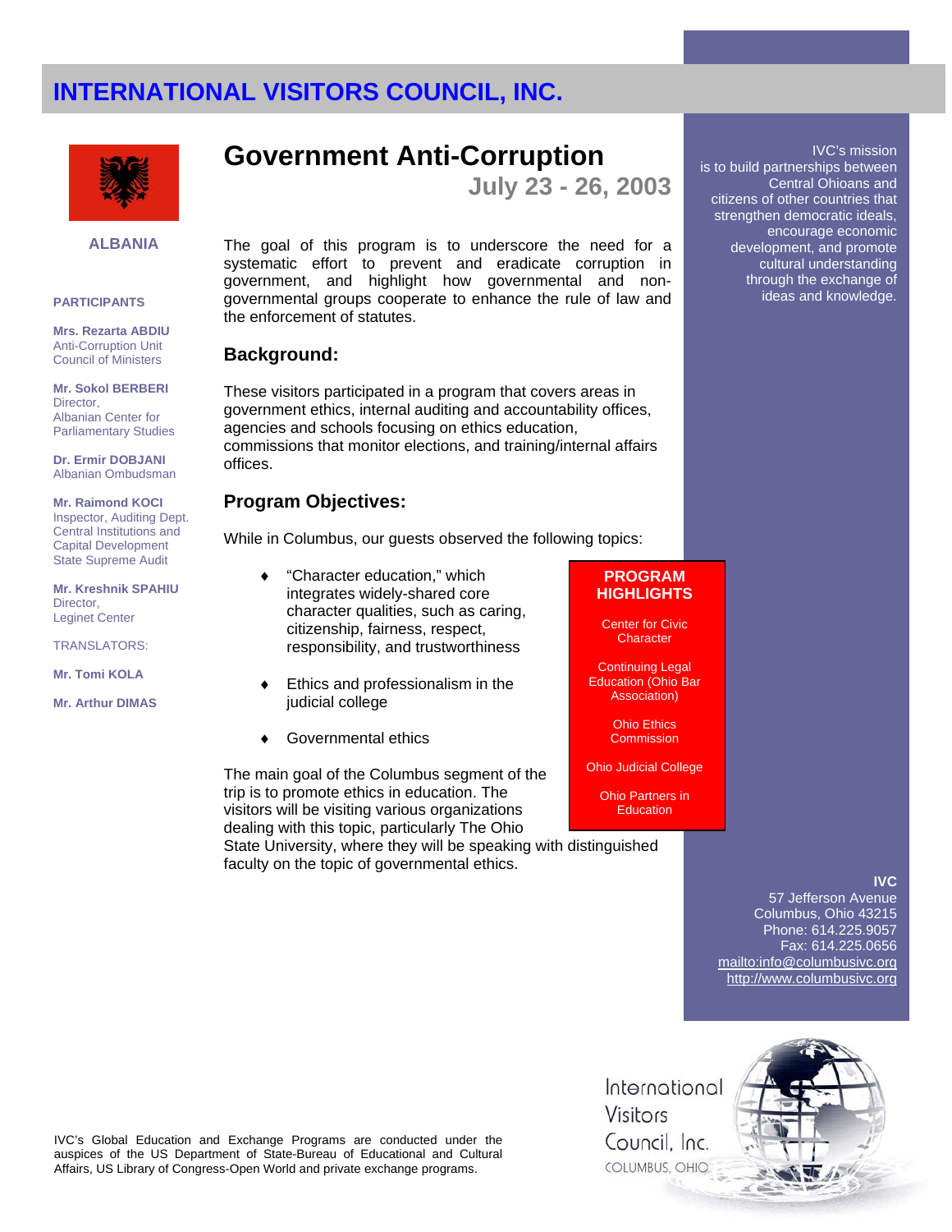# INTERNATIONAL VISITORS COUNCIL, INC.

**ALBANIA**

**PARTICIPANTS**

**Mrs. Rezarta ABDIU**
Anti-Corruption Unit
Council of Ministers

**Mr. Sokol BERBERI**
Director,
Albanian Center for Parliamentary Studies

**Dr. Ermir DOBJANI**
Albanian Ombudsman

**Mr. Raimond KOCI**
Inspector, Auditing Dept. Central Institutions and Capital Development
State Supreme Audit

**Mr. Kreshnik SPAHIU**
Director,
Leginet Center

TRANSLATORS:

**Mr. Tomi KOLA**

**Mr. Arthur DIMAS**

## Government Anti-Corruption

### July 23 - 26, 2003

The goal of this program is to underscore the need for a systematic effort to prevent and eradicate corruption in government, and highlight how governmental and non-governmental groups cooperate to enhance the rule of law and the enforcement of statutes.

### Background:

These visitors participated in a program that covers areas in government ethics, internal auditing and accountability offices, agencies and schools focusing on ethics education, commissions that monitor elections, and training/internal affairs offices.

### Program Objectives:

While in Columbus, our guests observed the following topics:

- "Character education," which integrates widely-shared core character qualities, such as caring, citizenship, fairness, respect, responsibility, and trustworthiness
- Ethics and professionalism in the judicial college
- Governmental ethics

The main goal of the Columbus segment of the trip is to promote ethics in education. The visitors will be visiting various organizations dealing with this topic, particularly The Ohio State University, where they will be speaking with distinguished faculty on the topic of governmental ethics.

**PROGRAM HIGHLIGHTS**

Center for Civic Character

Continuing Legal Education (Ohio Bar Association)

Ohio Ethics Commission

Ohio Judicial College

Ohio Partners in Education

IVC's mission is to build partnerships between Central Ohioans and citizens of other countries that strengthen democratic ideals, encourage economic development, and promote cultural understanding through the exchange of ideas and knowledge.

**IVC**
57 Jefferson Avenue
Columbus, Ohio 43215
Phone: 614.225.9057
Fax: 614.225.0656
mailto:info@columbusivc.org
http://www.columbusivc.org

International Visitors Council, Inc.
COLUMBUS, OHIO

IVC's Global Education and Exchange Programs are conducted under the auspices of the US Department of State-Bureau of Educational and Cultural Affairs, US Library of Congress-Open World and private exchange programs.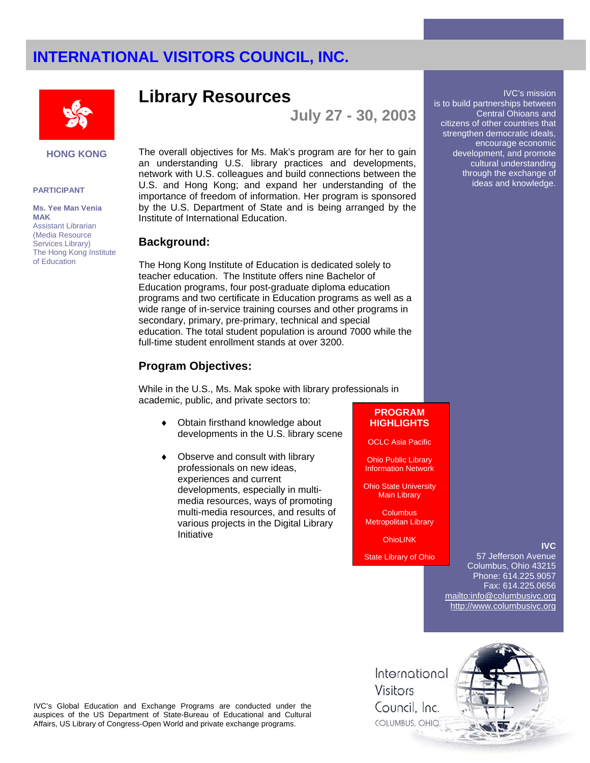# INTERNATIONAL VISITORS COUNCIL, INC.

**HONG KONG**

**PARTICIPANT**

**Ms. Yee Man Venia MAK**
Assistant Librarian
(Media Resource Services Library)
The Hong Kong Institute of Education

## Library Resources

**July 27 - 30, 2003**

The overall objectives for Ms. Mak's program are for her to gain an understanding U.S. library practices and developments, network with U.S. colleagues and build connections between the U.S. and Hong Kong; and expand her understanding of the importance of freedom of information. Her program is sponsored by the U.S. Department of State and is being arranged by the Institute of International Education.

### Background:

The Hong Kong Institute of Education is dedicated solely to teacher education. The Institute offers nine Bachelor of Education programs, four post-graduate diploma education programs and two certificate in Education programs as well as a wide range of in-service training courses and other programs in secondary, primary, pre-primary, technical and special education. The total student population is around 7000 while the full-time student enrollment stands at over 3200.

### Program Objectives:

While in the U.S., Ms. Mak spoke with library professionals in academic, public, and private sectors to:

- Obtain firsthand knowledge about developments in the U.S. library scene
- Observe and consult with library professionals on new ideas, experiences and current developments, especially in multi-media resources, ways of promoting multi-media resources, and results of various projects in the Digital Library Initiative

**PROGRAM HIGHLIGHTS**

OCLC Asia Pacific

Ohio Public Library Information Network

Ohio State University Main Library

Columbus Metropolitan Library

OhioLINK

State Library of Ohio

IVC's mission is to build partnerships between Central Ohioans and citizens of other countries that strengthen democratic ideals, encourage economic development, and promote cultural understanding through the exchange of ideas and knowledge.

**IVC**
57 Jefferson Avenue
Columbus, Ohio 43215
Phone: 614.225.9057
Fax: 614.225.0656
mailto:info@columbusivc.org
http://www.columbusivc.org

IVC's Global Education and Exchange Programs are conducted under the auspices of the US Department of State-Bureau of Educational and Cultural Affairs, US Library of Congress-Open World and private exchange programs.

International Visitors Council, Inc.
COLUMBUS, OHIO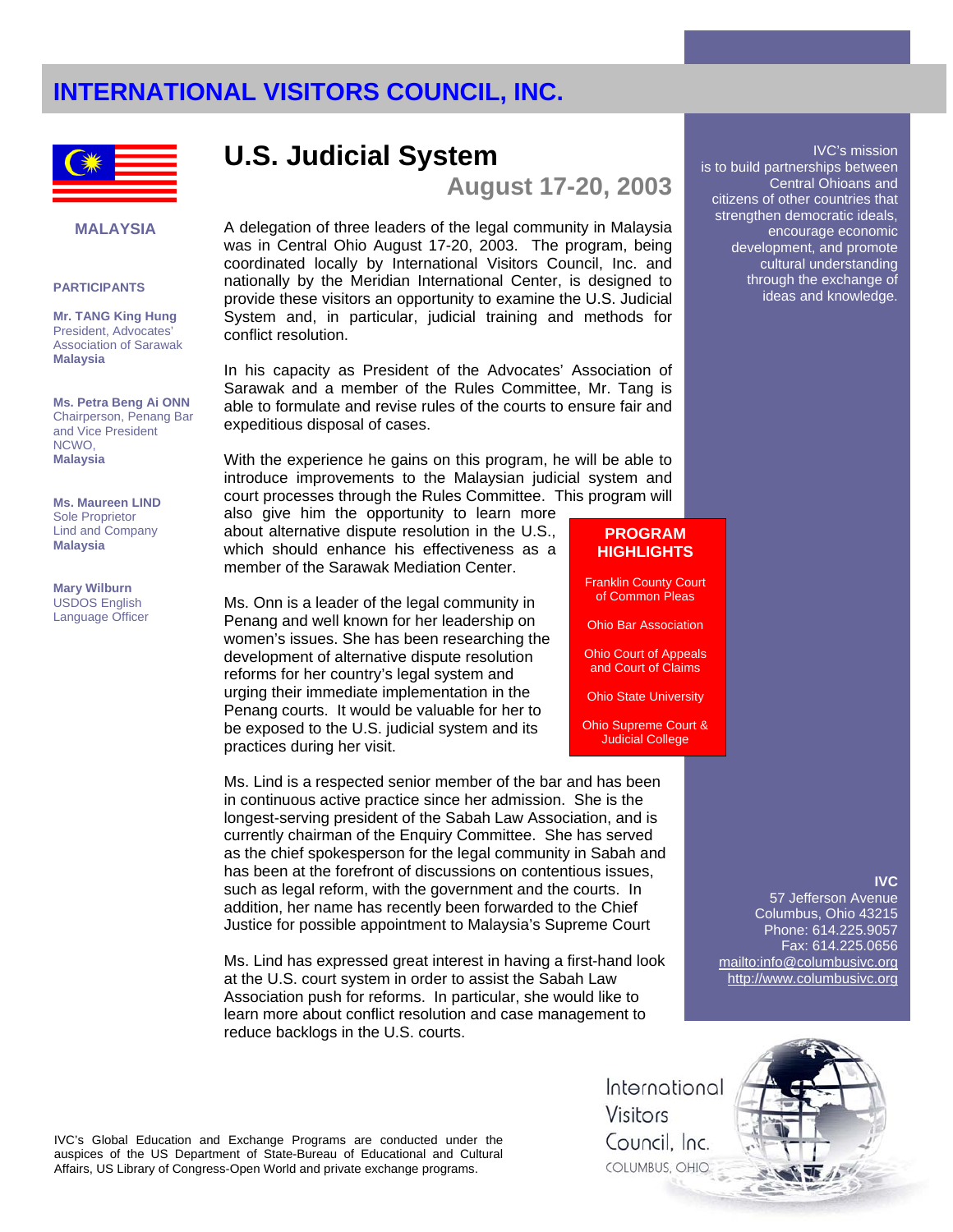# INTERNATIONAL VISITORS COUNCIL, INC.

## U.S. Judicial System

### August 17-20, 2003

**MALAYSIA**

**PARTICIPANTS**

**Mr. TANG King Hung**
President, Advocates' Association of Sarawak
**Malaysia**

**Ms. Petra Beng Ai ONN**
Chairperson, Penang Bar and Vice President NCWO,
**Malaysia**

**Ms. Maureen LIND**
Sole Proprietor
Lind and Company
**Malaysia**

**Mary Wilburn**
USDOS English Language Officer

A delegation of three leaders of the legal community in Malaysia was in Central Ohio August 17-20, 2003. The program, being coordinated locally by International Visitors Council, Inc. and nationally by the Meridian International Center, is designed to provide these visitors an opportunity to examine the U.S. Judicial System and, in particular, judicial training and methods for conflict resolution.

In his capacity as President of the Advocates' Association of Sarawak and a member of the Rules Committee, Mr. Tang is able to formulate and revise rules of the courts to ensure fair and expeditious disposal of cases.

With the experience he gains on this program, he will be able to introduce improvements to the Malaysian judicial system and court processes through the Rules Committee. This program will also give him the opportunity to learn more about alternative dispute resolution in the U.S., which should enhance his effectiveness as a member of the Sarawak Mediation Center.

Ms. Onn is a leader of the legal community in Penang and well known for her leadership on women's issues. She has been researching the development of alternative dispute resolution reforms for her country's legal system and urging their immediate implementation in the Penang courts. It would be valuable for her to be exposed to the U.S. judicial system and its practices during her visit.

Ms. Lind is a respected senior member of the bar and has been in continuous active practice since her admission. She is the longest-serving president of the Sabah Law Association, and is currently chairman of the Enquiry Committee. She has served as the chief spokesperson for the legal community in Sabah and has been at the forefront of discussions on contentious issues, such as legal reform, with the government and the courts. In addition, her name has recently been forwarded to the Chief Justice for possible appointment to Malaysia's Supreme Court

Ms. Lind has expressed great interest in having a first-hand look at the U.S. court system in order to assist the Sabah Law Association push for reforms. In particular, she would like to learn more about conflict resolution and case management to reduce backlogs in the U.S. courts.

**PROGRAM HIGHLIGHTS**

- Franklin County Court of Common Pleas
- Ohio Bar Association
- Ohio Court of Appeals and Court of Claims
- Ohio State University
- Ohio Supreme Court & Judicial College

IVC's mission is to build partnerships between Central Ohioans and citizens of other countries that strengthen democratic ideals, encourage economic development, and promote cultural understanding through the exchange of ideas and knowledge.

**IVC**
57 Jefferson Avenue
Columbus, Ohio 43215
Phone: 614.225.9057
Fax: 614.225.0656
mailto:info@columbusivc.org
http://www.columbusivc.org

IVC's Global Education and Exchange Programs are conducted under the auspices of the US Department of State-Bureau of Educational and Cultural Affairs, US Library of Congress-Open World and private exchange programs.

International Visitors Council, Inc.
COLUMBUS, OHIO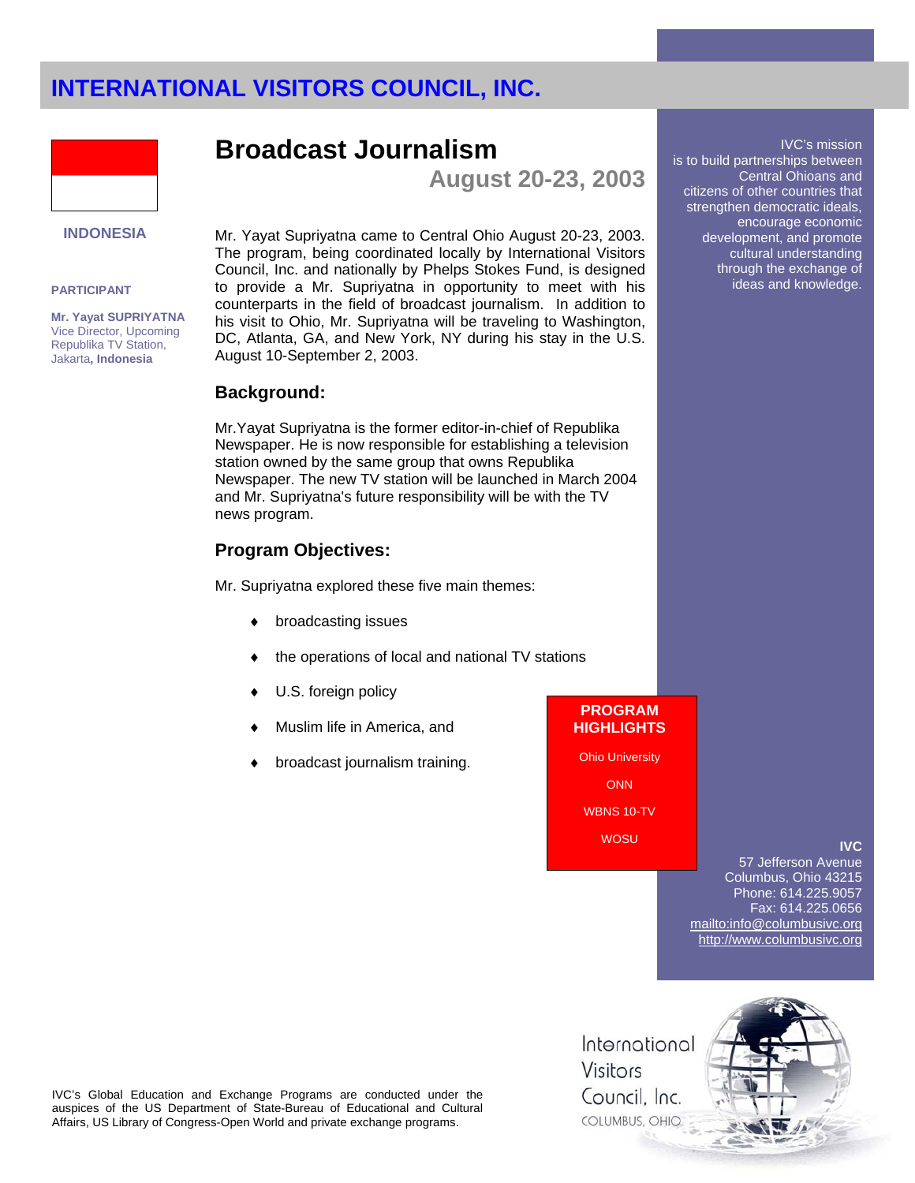# INTERNATIONAL VISITORS COUNCIL, INC.

**INDONESIA**

**PARTICIPANT**

**Mr. Yayat SUPRIYATNA**
Vice Director, Upcoming Republika TV Station, Jakarta, **Indonesia**

## Broadcast Journalism

### August 20-23, 2003

Mr. Yayat Supriyatna came to Central Ohio August 20-23, 2003. The program, being coordinated locally by International Visitors Council, Inc. and nationally by Phelps Stokes Fund, is designed to provide a Mr. Supriyatna in opportunity to meet with his counterparts in the field of broadcast journalism. In addition to his visit to Ohio, Mr. Supriyatna will be traveling to Washington, DC, Atlanta, GA, and New York, NY during his stay in the U.S. August 10-September 2, 2003.

### Background:

Mr.Yayat Supriyatna is the former editor-in-chief of Republika Newspaper. He is now responsible for establishing a television station owned by the same group that owns Republika Newspaper. The new TV station will be launched in March 2004 and Mr. Supriyatna's future responsibility will be with the TV news program.

### Program Objectives:

Mr. Supriyatna explored these five main themes:

- broadcasting issues
- the operations of local and national TV stations
- U.S. foreign policy
- Muslim life in America, and
- broadcast journalism training.

**PROGRAM HIGHLIGHTS**

Ohio University

ONN

WBNS 10-TV

WOSU

IVC's mission is to build partnerships between Central Ohioans and citizens of other countries that strengthen democratic ideals, encourage economic development, and promote cultural understanding through the exchange of ideas and knowledge.

**IVC**
57 Jefferson Avenue
Columbus, Ohio 43215
Phone: 614.225.9057
Fax: 614.225.0656
mailto:info@columbusivc.org
http://www.columbusivc.org

IVC's Global Education and Exchange Programs are conducted under the auspices of the US Department of State-Bureau of Educational and Cultural Affairs, US Library of Congress-Open World and private exchange programs.

International Visitors Council, Inc.
COLUMBUS, OHIO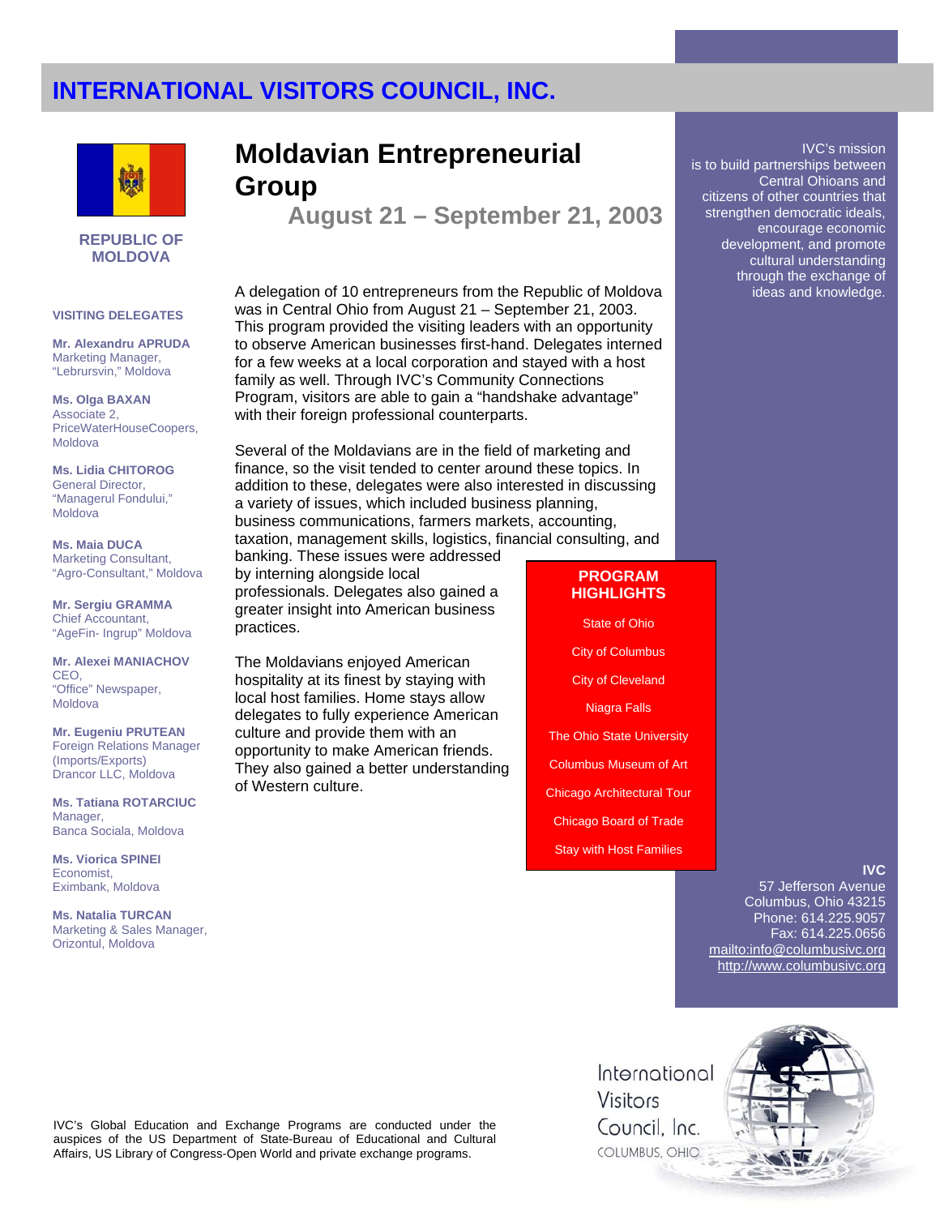# INTERNATIONAL VISITORS COUNCIL, INC.

**REPUBLIC OF MOLDOVA**

## Moldavian Entrepreneurial Group

### August 21 – September 21, 2003

A delegation of 10 entrepreneurs from the Republic of Moldova was in Central Ohio from August 21 – September 21, 2003. This program provided the visiting leaders with an opportunity to observe American businesses first-hand. Delegates interned for a few weeks at a local corporation and stayed with a host family as well. Through IVC's Community Connections Program, visitors are able to gain a "handshake advantage" with their foreign professional counterparts.

Several of the Moldavians are in the field of marketing and finance, so the visit tended to center around these topics. In addition to these, delegates were also interested in discussing a variety of issues, which included business planning, business communications, farmers markets, accounting, taxation, management skills, logistics, financial consulting, and banking. These issues were addressed by interning alongside local professionals. Delegates also gained a greater insight into American business practices.

The Moldavians enjoyed American hospitality at its finest by staying with local host families. Home stays allow delegates to fully experience American culture and provide them with an opportunity to make American friends. They also gained a better understanding of Western culture.

**VISITING DELEGATES**

**Mr. Alexandru APRUDA**
Marketing Manager,
"Lebrursvin," Moldova

**Ms. Olga BAXAN**
Associate 2,
PriceWaterHouseCoopers,
Moldova

**Ms. Lidia CHITOROG**
General Director,
"Managerul Fondului,"
Moldova

**Ms. Maia DUCA**
Marketing Consultant,
"Agro-Consultant," Moldova

**Mr. Sergiu GRAMMA**
Chief Accountant,
"AgeFin- Ingrup" Moldova

**Mr. Alexei MANIACHOV**
CEO,
"Office" Newspaper,
Moldova

**Mr. Eugeniu PRUTEAN**
Foreign Relations Manager
(Imports/Exports)
Drancor LLC, Moldova

**Ms. Tatiana ROTARCIUC**
Manager,
Banca Sociala, Moldova

**Ms. Viorica SPINEI**
Economist,
Eximbank, Moldova

**Ms. Natalia TURCAN**
Marketing & Sales Manager,
Orizontul, Moldova

**PROGRAM HIGHLIGHTS**

- State of Ohio
- City of Columbus
- City of Cleveland
- Niagra Falls
- The Ohio State University
- Columbus Museum of Art
- Chicago Architectural Tour
- Chicago Board of Trade
- Stay with Host Families

IVC's mission is to build partnerships between Central Ohioans and citizens of other countries that strengthen democratic ideals, encourage economic development, and promote cultural understanding through the exchange of ideas and knowledge.

**IVC**
57 Jefferson Avenue
Columbus, Ohio 43215
Phone: 614.225.9057
Fax: 614.225.0656
mailto:info@columbusivc.org
http://www.columbusivc.org

IVC's Global Education and Exchange Programs are conducted under the auspices of the US Department of State-Bureau of Educational and Cultural Affairs, US Library of Congress-Open World and private exchange programs.

International Visitors Council, Inc.
COLUMBUS, OHIO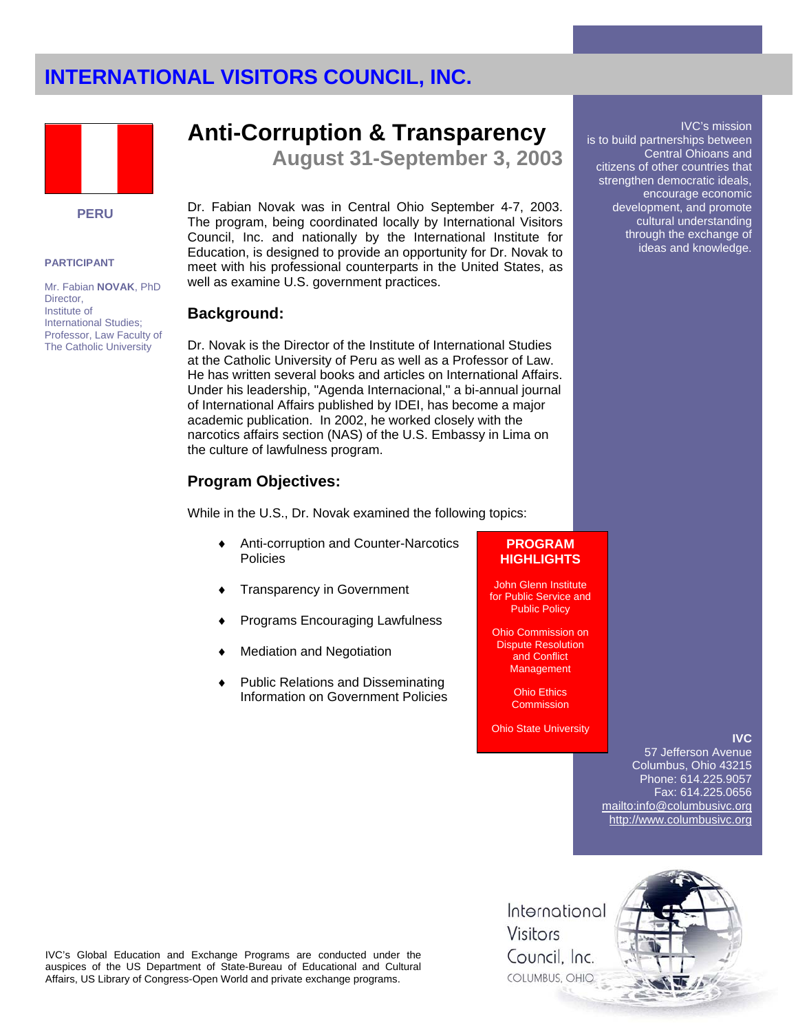# INTERNATIONAL VISITORS COUNCIL, INC.

**PERU**

**PARTICIPANT**

Mr. Fabian **NOVAK**, PhD
Director,
Institute of International Studies;
Professor, Law Faculty of The Catholic University

## Anti-Corruption & Transparency

### August 31-September 3, 2003

Dr. Fabian Novak was in Central Ohio September 4-7, 2003. The program, being coordinated locally by International Visitors Council, Inc. and nationally by the International Institute for Education, is designed to provide an opportunity for Dr. Novak to meet with his professional counterparts in the United States, as well as examine U.S. government practices.

### Background:

Dr. Novak is the Director of the Institute of International Studies at the Catholic University of Peru as well as a Professor of Law. He has written several books and articles on International Affairs. Under his leadership, "Agenda Internacional," a bi-annual journal of International Affairs published by IDEI, has become a major academic publication. In 2002, he worked closely with the narcotics affairs section (NAS) of the U.S. Embassy in Lima on the culture of lawfulness program.

### Program Objectives:

While in the U.S., Dr. Novak examined the following topics:

- Anti-corruption and Counter-Narcotics Policies
- Transparency in Government
- Programs Encouraging Lawfulness
- Mediation and Negotiation
- Public Relations and Disseminating Information on Government Policies

**PROGRAM HIGHLIGHTS**

John Glenn Institute for Public Service and Public Policy

Ohio Commission on Dispute Resolution and Conflict Management

Ohio Ethics Commission

Ohio State University

IVC's mission is to build partnerships between Central Ohioans and citizens of other countries that strengthen democratic ideals, encourage economic development, and promote cultural understanding through the exchange of ideas and knowledge.

**IVC**
57 Jefferson Avenue
Columbus, Ohio 43215
Phone: 614.225.9057
Fax: 614.225.0656
mailto:info@columbusivc.org
http://www.columbusivc.org

International Visitors Council, Inc.
COLUMBUS, OHIO

IVC's Global Education and Exchange Programs are conducted under the auspices of the US Department of State-Bureau of Educational and Cultural Affairs, US Library of Congress-Open World and private exchange programs.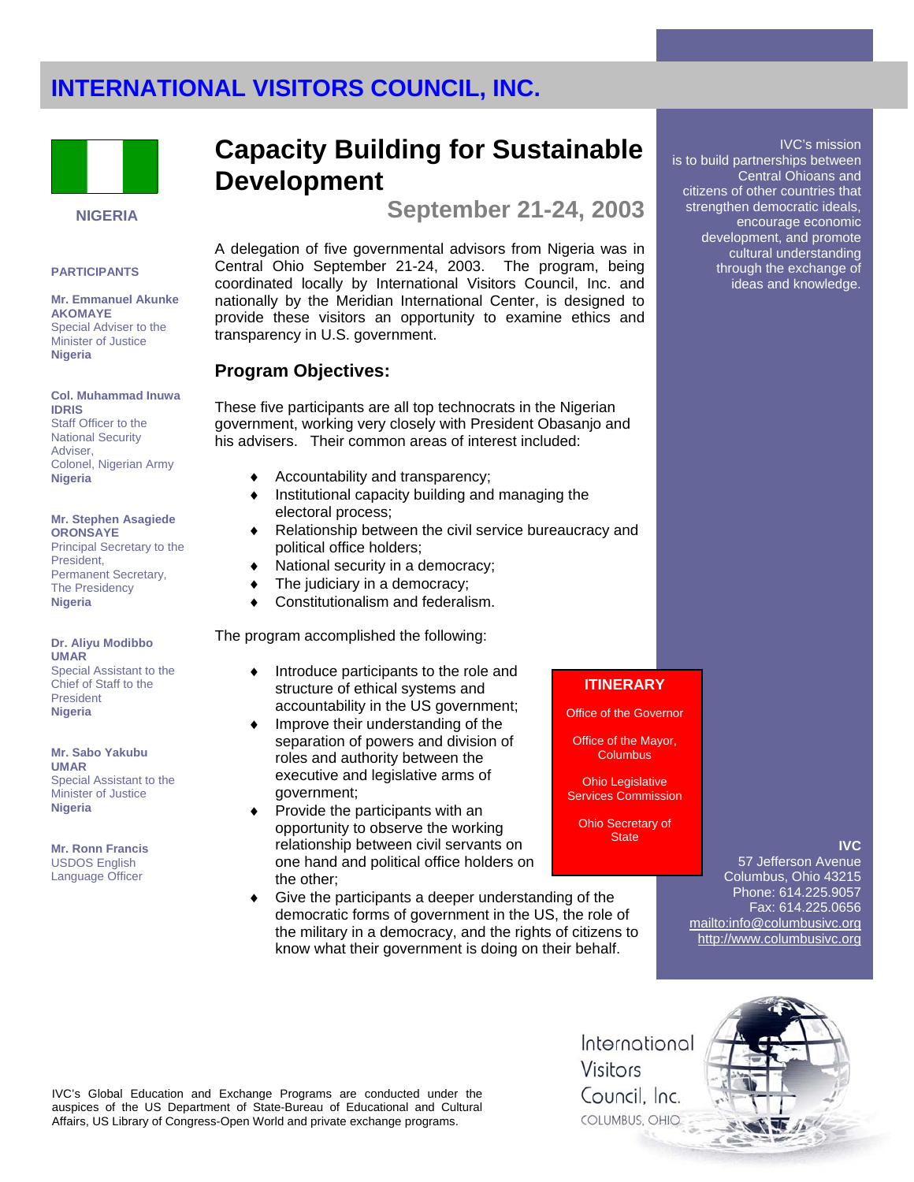# INTERNATIONAL VISITORS COUNCIL, INC.

**NIGERIA**

# Capacity Building for Sustainable Development

## September 21-24, 2003

A delegation of five governmental advisors from Nigeria was in Central Ohio September 21-24, 2003. The program, being coordinated locally by International Visitors Council, Inc. and nationally by the Meridian International Center, is designed to provide these visitors an opportunity to examine ethics and transparency in U.S. government.

### Program Objectives:

These five participants are all top technocrats in the Nigerian government, working very closely with President Obasanjo and his advisers. Their common areas of interest included:

- Accountability and transparency;
- Institutional capacity building and managing the electoral process;
- Relationship between the civil service bureaucracy and political office holders;
- National security in a democracy;
- The judiciary in a democracy;
- Constitutionalism and federalism.

The program accomplished the following:

- Introduce participants to the role and structure of ethical systems and accountability in the US government;
- Improve their understanding of the separation of powers and division of roles and authority between the executive and legislative arms of government;
- Provide the participants with an opportunity to observe the working relationship between civil servants on one hand and political office holders on the other;
- Give the participants a deeper understanding of the democratic forms of government in the US, the role of the military in a democracy, and the rights of citizens to know what their government is doing on their behalf.

**PARTICIPANTS**

**Mr. Emmanuel Akunke AKOMAYE**
Special Adviser to the Minister of Justice
**Nigeria**

**Col. Muhammad Inuwa IDRIS**
Staff Officer to the National Security Adviser,
Colonel, Nigerian Army
**Nigeria**

**Mr. Stephen Asagiede ORONSAYE**
Principal Secretary to the President,
Permanent Secretary, The Presidency
**Nigeria**

**Dr. Aliyu Modibbo UMAR**
Special Assistant to the Chief of Staff to the President
**Nigeria**

**Mr. Sabo Yakubu UMAR**
Special Assistant to the Minister of Justice
**Nigeria**

**Mr. Ronn Francis**
USDOS English Language Officer

**ITINERARY**

Office of the Governor

Office of the Mayor, Columbus

Ohio Legislative Services Commission

Ohio Secretary of State

IVC's mission is to build partnerships between Central Ohioans and citizens of other countries that strengthen democratic ideals, encourage economic development, and promote cultural understanding through the exchange of ideas and knowledge.

**IVC**
57 Jefferson Avenue
Columbus, Ohio 43215
Phone: 614.225.9057
Fax: 614.225.0656
mailto:info@columbusivc.org
http://www.columbusivc.org

IVC's Global Education and Exchange Programs are conducted under the auspices of the US Department of State-Bureau of Educational and Cultural Affairs, US Library of Congress-Open World and private exchange programs.

International Visitors Council, Inc.
COLUMBUS, OHIO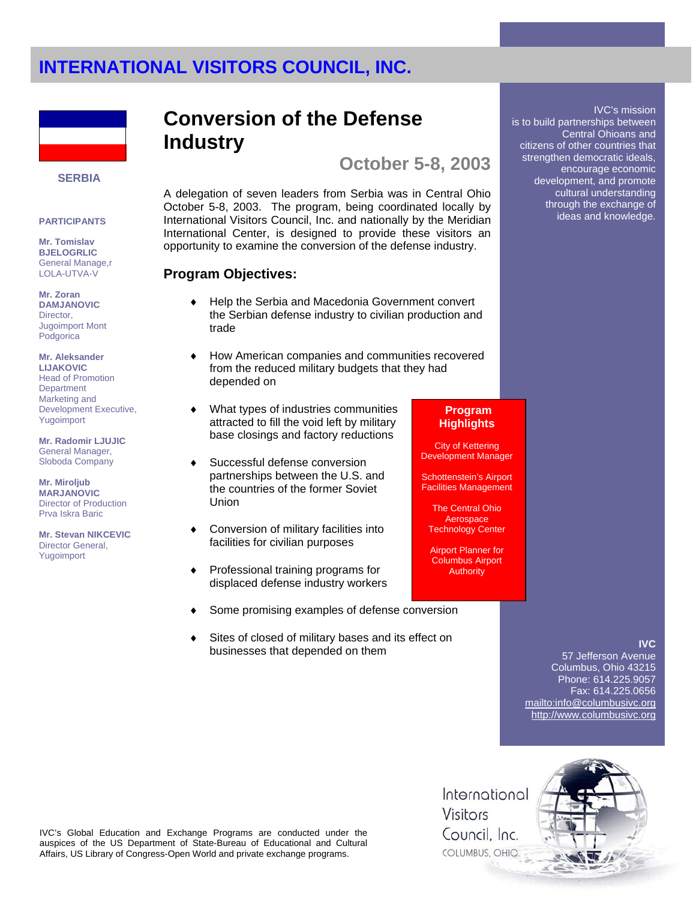# INTERNATIONAL VISITORS COUNCIL, INC.

**SERBIA**

**PARTICIPANTS**

**Mr. Tomislav BJELOGRLIC**
General Manage,r
LOLA-UTVA-V

**Mr. Zoran DAMJANOVIC**
Director,
Jugoimport Mont Podgorica

**Mr. Aleksander LIJAKOVIC**
Head of Promotion Department
Marketing and Development Executive,
Yugoimport

**Mr. Radomir LJUJIC**
General Manager,
Sloboda Company

**Mr. Miroljub MARJANOVIC**
Director of Production
Prva Iskra Baric

**Mr. Stevan NIKCEVIC**
Director General,
Yugoimport

## Conversion of the Defense Industry

### October 5-8, 2003

A delegation of seven leaders from Serbia was in Central Ohio October 5-8, 2003. The program, being coordinated locally by International Visitors Council, Inc. and nationally by the Meridian International Center, is designed to provide these visitors an opportunity to examine the conversion of the defense industry.

### Program Objectives:

- Help the Serbia and Macedonia Government convert the Serbian defense industry to civilian production and trade
- How American companies and communities recovered from the reduced military budgets that they had depended on
- What types of industries communities attracted to fill the void left by military base closings and factory reductions
- Successful defense conversion partnerships between the U.S. and the countries of the former Soviet Union
- Conversion of military facilities into facilities for civilian purposes
- Professional training programs for displaced defense industry workers
- Some promising examples of defense conversion
- Sites of closed of military bases and its effect on businesses that depended on them

**Program Highlights**

City of Kettering Development Manager

Schottenstein's Airport Facilities Management

The Central Ohio Aerospace Technology Center

Airport Planner for Columbus Airport Authority

IVC's mission is to build partnerships between Central Ohioans and citizens of other countries that strengthen democratic ideals, encourage economic development, and promote cultural understanding through the exchange of ideas and knowledge.

**IVC**
57 Jefferson Avenue
Columbus, Ohio 43215
Phone: 614.225.9057
Fax: 614.225.0656
mailto:info@columbusivc.org
http://www.columbusivc.org

IVC's Global Education and Exchange Programs are conducted under the auspices of the US Department of State-Bureau of Educational and Cultural Affairs, US Library of Congress-Open World and private exchange programs.

International Visitors Council, Inc.
COLUMBUS, OHIO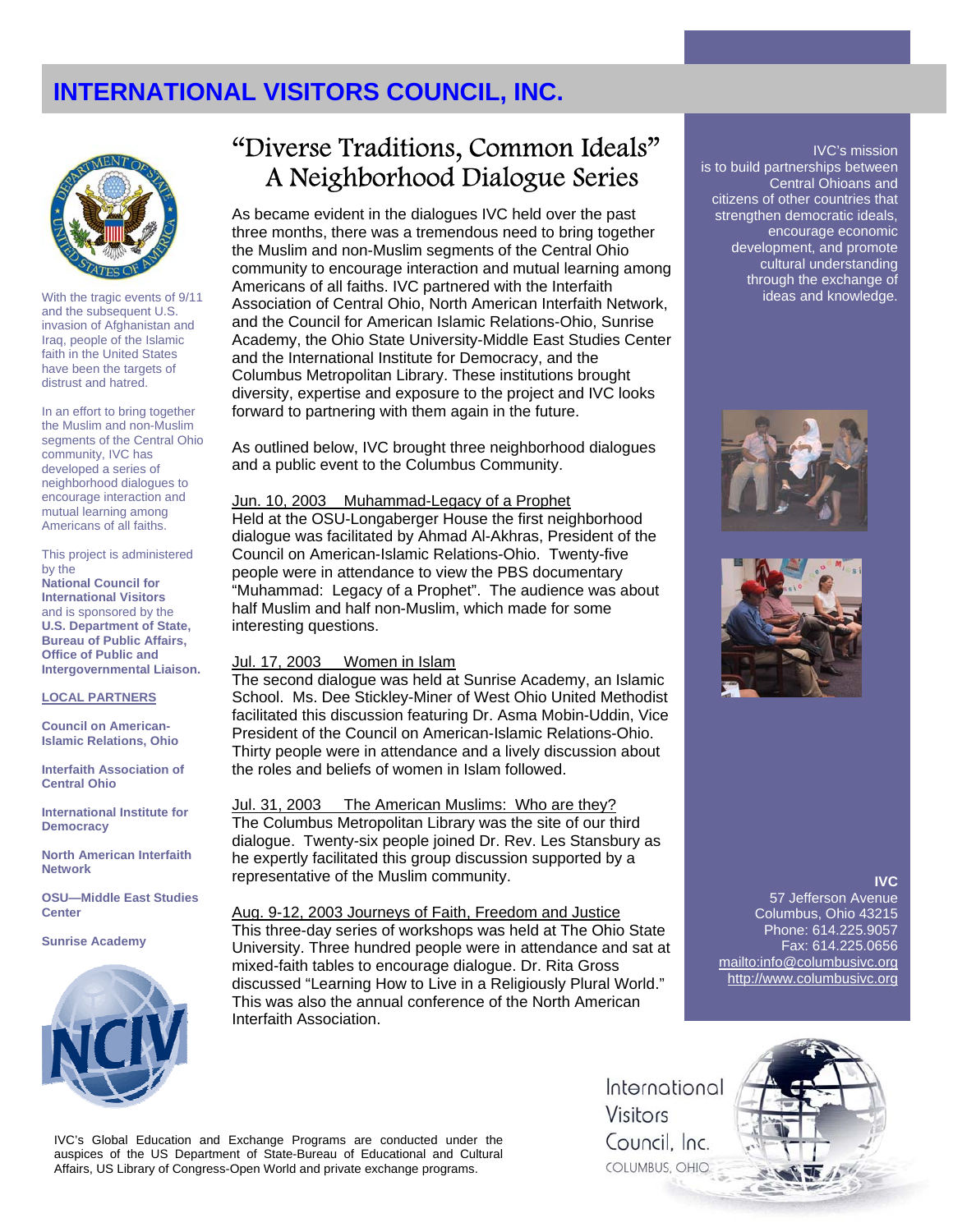# INTERNATIONAL VISITORS COUNCIL, INC.

## "Diverse Traditions, Common Ideals"
## A Neighborhood Dialogue Series

As became evident in the dialogues IVC held over the past three months, there was a tremendous need to bring together the Muslim and non-Muslim segments of the Central Ohio community to encourage interaction and mutual learning among Americans of all faiths. IVC partnered with the Interfaith Association of Central Ohio, North American Interfaith Network, and the Council for American Islamic Relations-Ohio, Sunrise Academy, the Ohio State University-Middle East Studies Center and the International Institute for Democracy, and the Columbus Metropolitan Library. These institutions brought diversity, expertise and exposure to the project and IVC looks forward to partnering with them again in the future.

As outlined below, IVC brought three neighborhood dialogues and a public event to the Columbus Community.

Jun. 10, 2003  Muhammad-Legacy of a Prophet
Held at the OSU-Longaberger House the first neighborhood dialogue was facilitated by Ahmad Al-Akhras, President of the Council on American-Islamic Relations-Ohio. Twenty-five people were in attendance to view the PBS documentary "Muhammad: Legacy of a Prophet". The audience was about half Muslim and half non-Muslim, which made for some interesting questions.

Jul. 17, 2003  Women in Islam
The second dialogue was held at Sunrise Academy, an Islamic School. Ms. Dee Stickley-Miner of West Ohio United Methodist facilitated this discussion featuring Dr. Asma Mobin-Uddin, Vice President of the Council on American-Islamic Relations-Ohio. Thirty people were in attendance and a lively discussion about the roles and beliefs of women in Islam followed.

Jul. 31, 2003  The American Muslims: Who are they?
The Columbus Metropolitan Library was the site of our third dialogue. Twenty-six people joined Dr. Rev. Les Stansbury as he expertly facilitated this group discussion supported by a representative of the Muslim community.

Aug. 9-12, 2003 Journeys of Faith, Freedom and Justice
This three-day series of workshops was held at The Ohio State University. Three hundred people were in attendance and sat at mixed-faith tables to encourage dialogue. Dr. Rita Gross discussed "Learning How to Live in a Religiously Plural World." This was also the annual conference of the North American Interfaith Association.

With the tragic events of 9/11 and the subsequent U.S. invasion of Afghanistan and Iraq, people of the Islamic faith in the United States have been the targets of distrust and hatred.

In an effort to bring together the Muslim and non-Muslim segments of the Central Ohio community, IVC has developed a series of neighborhood dialogues to encourage interaction and mutual learning among Americans of all faiths.

This project is administered by the **National Council for International Visitors** and is sponsored by the **U.S. Department of State, Bureau of Public Affairs, Office of Public and Intergovernmental Liaison.**

**LOCAL PARTNERS**

**Council on American-Islamic Relations, Ohio**

**Interfaith Association of Central Ohio**

**International Institute for Democracy**

**North American Interfaith Network**

**OSU—Middle East Studies Center**

**Sunrise Academy**

IVC's mission is to build partnerships between Central Ohioans and citizens of other countries that strengthen democratic ideals, encourage economic development, and promote cultural understanding through the exchange of ideas and knowledge.

**IVC**
57 Jefferson Avenue
Columbus, Ohio 43215
Phone: 614.225.9057
Fax: 614.225.0656
mailto:info@columbusivc.org
http://www.columbusivc.org

International Visitors Council, Inc.
COLUMBUS, OHIO

IVC's Global Education and Exchange Programs are conducted under the auspices of the US Department of State-Bureau of Educational and Cultural Affairs, US Library of Congress-Open World and private exchange programs.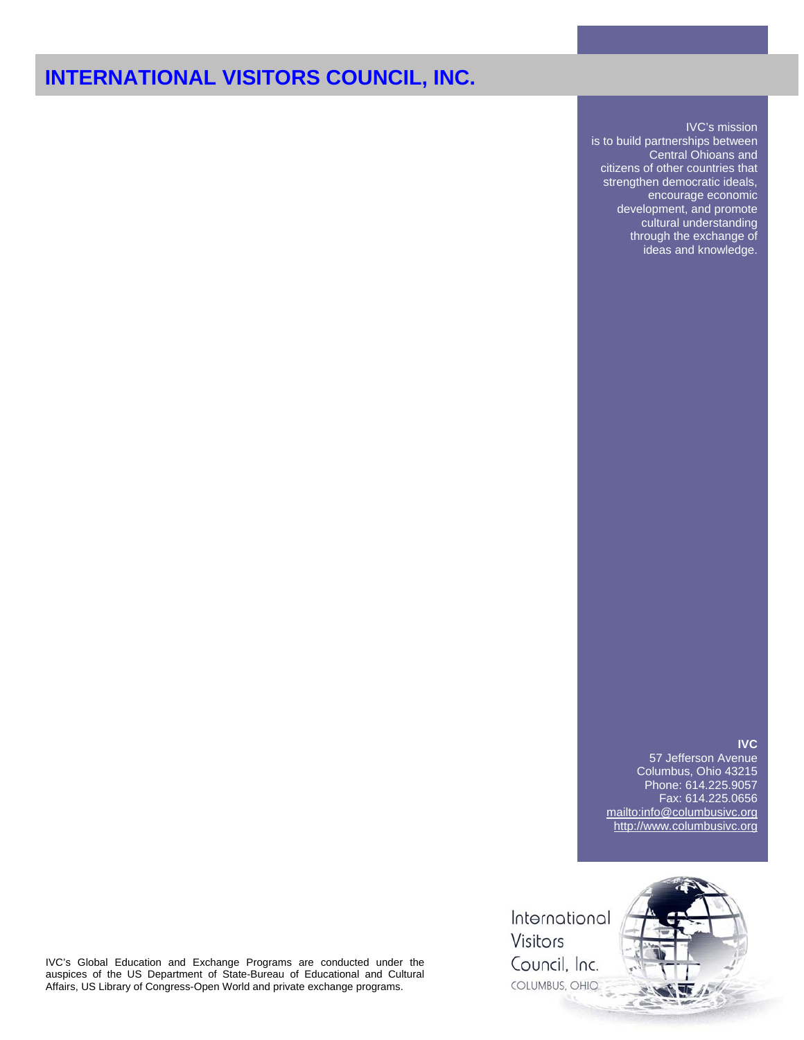# INTERNATIONAL VISITORS COUNCIL, INC.

IVC's mission is to build partnerships between Central Ohioans and citizens of other countries that strengthen democratic ideals, encourage economic development, and promote cultural understanding through the exchange of ideas and knowledge.

**IVC**
57 Jefferson Avenue
Columbus, Ohio 43215
Phone: 614.225.9057
Fax: 614.225.0656
mailto:info@columbusivc.org
http://www.columbusivc.org

International Visitors Council, Inc.
COLUMBUS, OHIO

IVC's Global Education and Exchange Programs are conducted under the auspices of the US Department of State-Bureau of Educational and Cultural Affairs, US Library of Congress-Open World and private exchange programs.